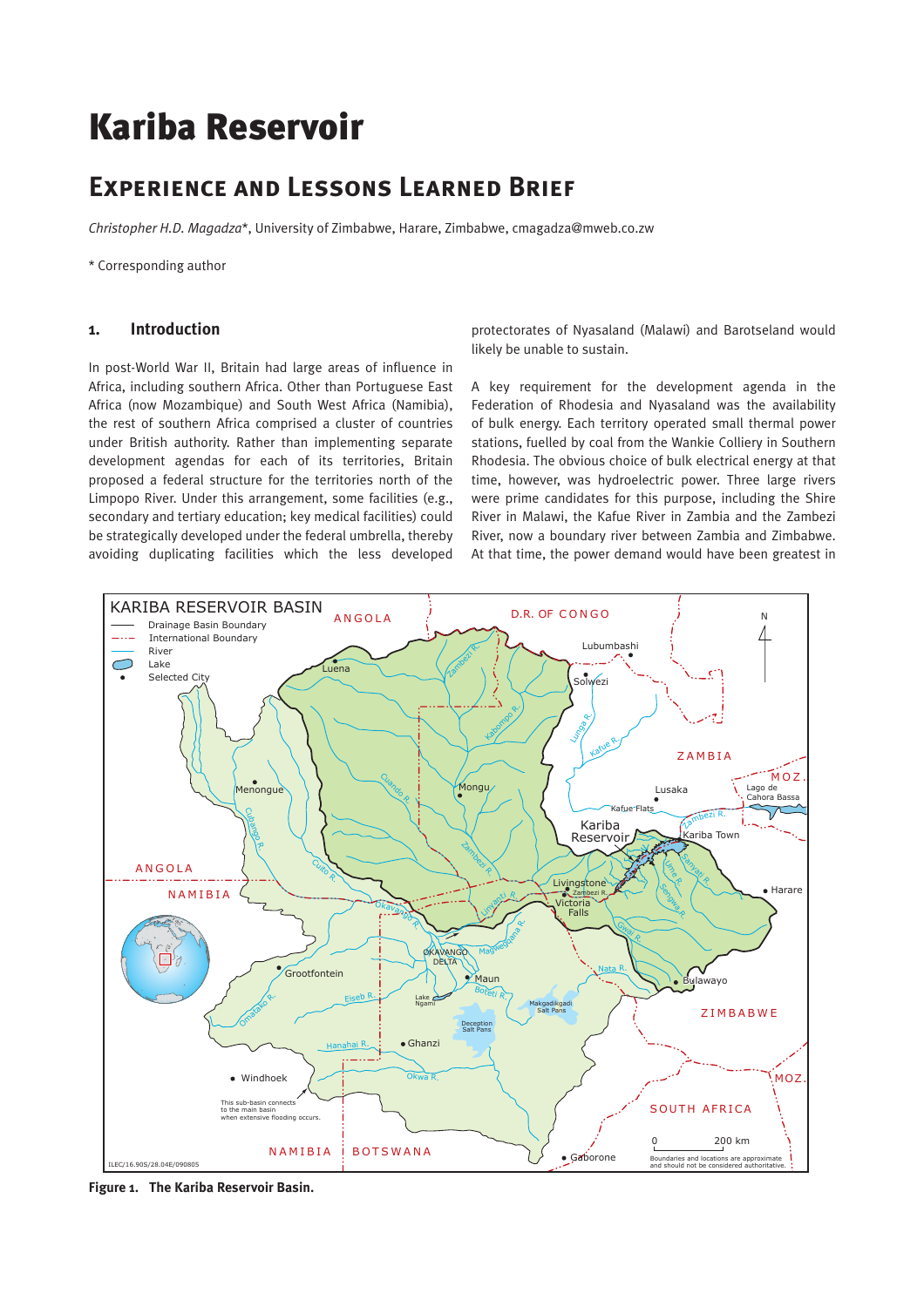# Kariba Reservoir

## Experience and Lessons Learned Brief

*Christopher H.D. Magadza*\*, University of Zimbabwe, Harare, Zimbabwe, cmagadza@mweb.co.zw

\* Corresponding author

### 1. Introduction

In post-World War II, Britain had large areas of influence in Africa, including southern Africa. Other than Portuguese East Africa (now Mozambique) and South West Africa (Namibia), the rest of southern Africa comprised a cluster of countries under British authority. Rather than implementing separate development agendas for each of its territories, Britain proposed a federal structure for the territories north of the Limpopo River. Under this arrangement, some facilities (e.g., secondary and tertiary education; key medical facilities) could be strategically developed under the federal umbrella, thereby avoiding duplicating facilities which the less developed protectorates of Nyasaland (Malawi) and Barotseland would likely be unable to sustain.

A key requirement for the development agenda in the Federation of Rhodesia and Nyasaland was the availability of bulk energy. Each territory operated small thermal power stations, fuelled by coal from the Wankie Colliery in Southern Rhodesia. The obvious choice of bulk electrical energy at that time, however, was hydroelectric power. Three large rivers were prime candidates for this purpose, including the Shire River in Malawi, the Kafue River in Zambia and the Zambezi River, now a boundary river between Zambia and Zimbabwe. At that time, the power demand would have been greatest in

**Figure 1. The Kariba Reservoir Basin.**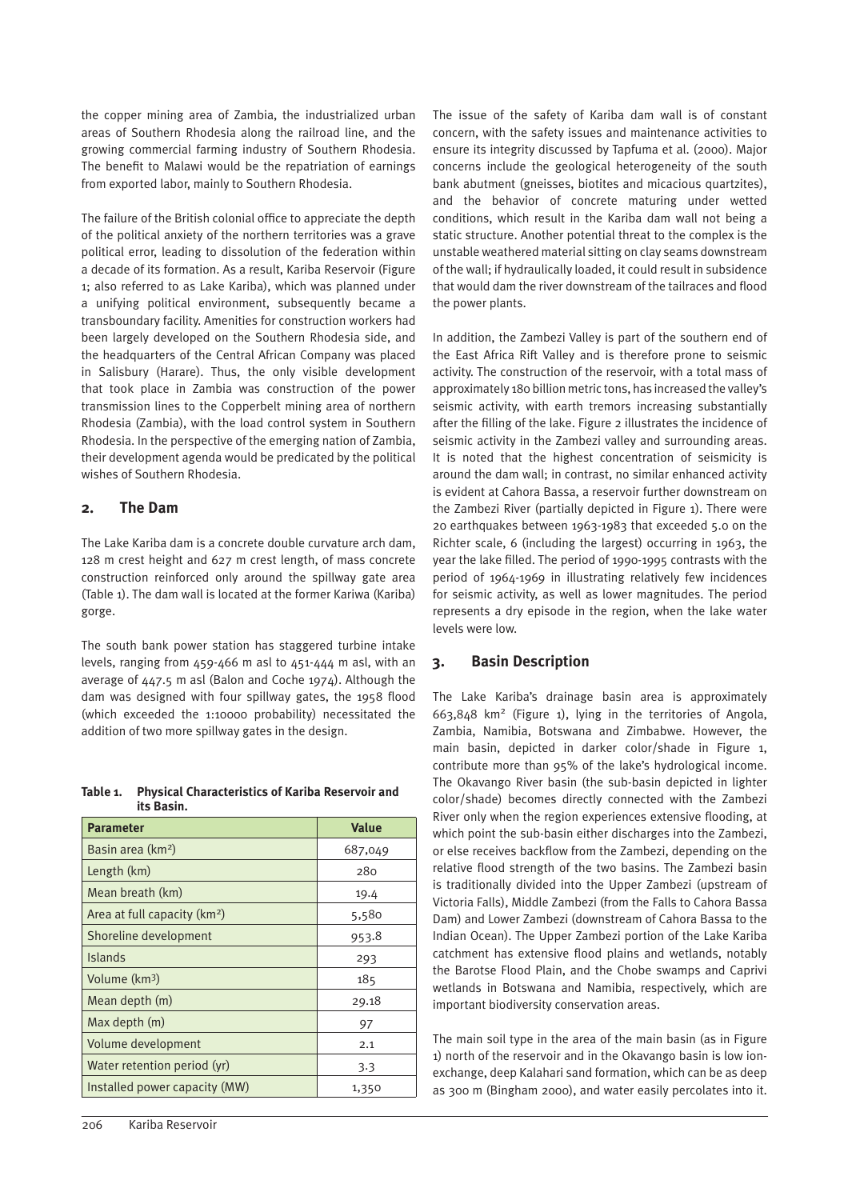the copper mining area of Zambia, the industrialized urban areas of Southern Rhodesia along the railroad line, and the growing commercial farming industry of Southern Rhodesia. The benefit to Malawi would be the repatriation of earnings from exported labor, mainly to Southern Rhodesia.

The failure of the British colonial office to appreciate the depth of the political anxiety of the northern territories was a grave political error, leading to dissolution of the federation within a decade of its formation. As a result, Kariba Reservoir (Figure 1; also referred to as Lake Kariba), which was planned under a unifying political environment, subsequently became a transboundary facility. Amenities for construction workers had been largely developed on the Southern Rhodesia side, and the headquarters of the Central African Company was placed in Salisbury (Harare). Thus, the only visible development that took place in Zambia was construction of the power transmission lines to the Copperbelt mining area of northern Rhodesia (Zambia), with the load control system in Southern Rhodesia. In the perspective of the emerging nation of Zambia, their development agenda would be predicated by the political wishes of Southern Rhodesia.

## 2. The Dam

The Lake Kariba dam is a concrete double curvature arch dam, 128 m crest height and 627 m crest length, of mass concrete construction reinforced only around the spillway gate area (Table 1). The dam wall is located at the former Kariwa (Kariba) gorge.

The south bank power station has staggered turbine intake levels, ranging from 459-466 m asl to 451-444 m asl, with an average of 447.5 m asl (Balon and Coche 1974). Although the dam was designed with four spillway gates, the 1958 flood (which exceeded the 1:10000 probability) necessitated the addition of two more spillway gates in the design.

**Table 1. Physical Characteristics of Kariba Reservoir and its Basin.**

| Parameter | Value |
|---|---|
| Basin area (km²) | 687,049 |
| Length (km) | 280 |
| Mean breath (km) | 19.4 |
| Area at full capacity (km²) | 5,580 |
| Shoreline development | 953.8 |
| Islands | 293 |
| Volume (km³) | 185 |
| Mean depth (m) | 29.18 |
| Max depth (m) | 97 |
| Volume development | 2.1 |
| Water retention period (yr) | 3.3 |
| Installed power capacity (MW) | 1,350 |

The issue of the safety of Kariba dam wall is of constant concern, with the safety issues and maintenance activities to ensure its integrity discussed by Tapfuma et al. (2000). Major concerns include the geological heterogeneity of the south bank abutment (gneisses, biotites and micacious quartzites), and the behavior of concrete maturing under wetted conditions, which result in the Kariba dam wall not being a static structure. Another potential threat to the complex is the unstable weathered material sitting on clay seams downstream of the wall; if hydraulically loaded, it could result in subsidence that would dam the river downstream of the tailraces and flood the power plants.

In addition, the Zambezi Valley is part of the southern end of the East Africa Rift Valley and is therefore prone to seismic activity. The construction of the reservoir, with a total mass of approximately 180 billion metric tons, has increased the valley's seismic activity, with earth tremors increasing substantially after the filling of the lake. Figure 2 illustrates the incidence of seismic activity in the Zambezi valley and surrounding areas. It is noted that the highest concentration of seismicity is around the dam wall; in contrast, no similar enhanced activity is evident at Cahora Bassa, a reservoir further downstream on the Zambezi River (partially depicted in Figure 1). There were 20 earthquakes between 1963-1983 that exceeded 5.0 on the Richter scale, 6 (including the largest) occurring in 1963, the year the lake filled. The period of 1990-1995 contrasts with the period of 1964-1969 in illustrating relatively few incidences for seismic activity, as well as lower magnitudes. The period represents a dry episode in the region, when the lake water levels were low.

## 3. Basin Description

The Lake Kariba's drainage basin area is approximately 663,848 km² (Figure 1), lying in the territories of Angola, Zambia, Namibia, Botswana and Zimbabwe. However, the main basin, depicted in darker color/shade in Figure 1, contribute more than 95% of the lake's hydrological income. The Okavango River basin (the sub-basin depicted in lighter color/shade) becomes directly connected with the Zambezi River only when the region experiences extensive flooding, at which point the sub-basin either discharges into the Zambezi, or else receives backflow from the Zambezi, depending on the relative flood strength of the two basins. The Zambezi basin is traditionally divided into the Upper Zambezi (upstream of Victoria Falls), Middle Zambezi (from the Falls to Cahora Bassa Dam) and Lower Zambezi (downstream of Cahora Bassa to the Indian Ocean). The Upper Zambezi portion of the Lake Kariba catchment has extensive flood plains and wetlands, notably the Barotse Flood Plain, and the Chobe swamps and Caprivi wetlands in Botswana and Namibia, respectively, which are important biodiversity conservation areas.

The main soil type in the area of the main basin (as in Figure 1) north of the reservoir and in the Okavango basin is low ion-exchange, deep Kalahari sand formation, which can be as deep as 300 m (Bingham 2000), and water easily percolates into it.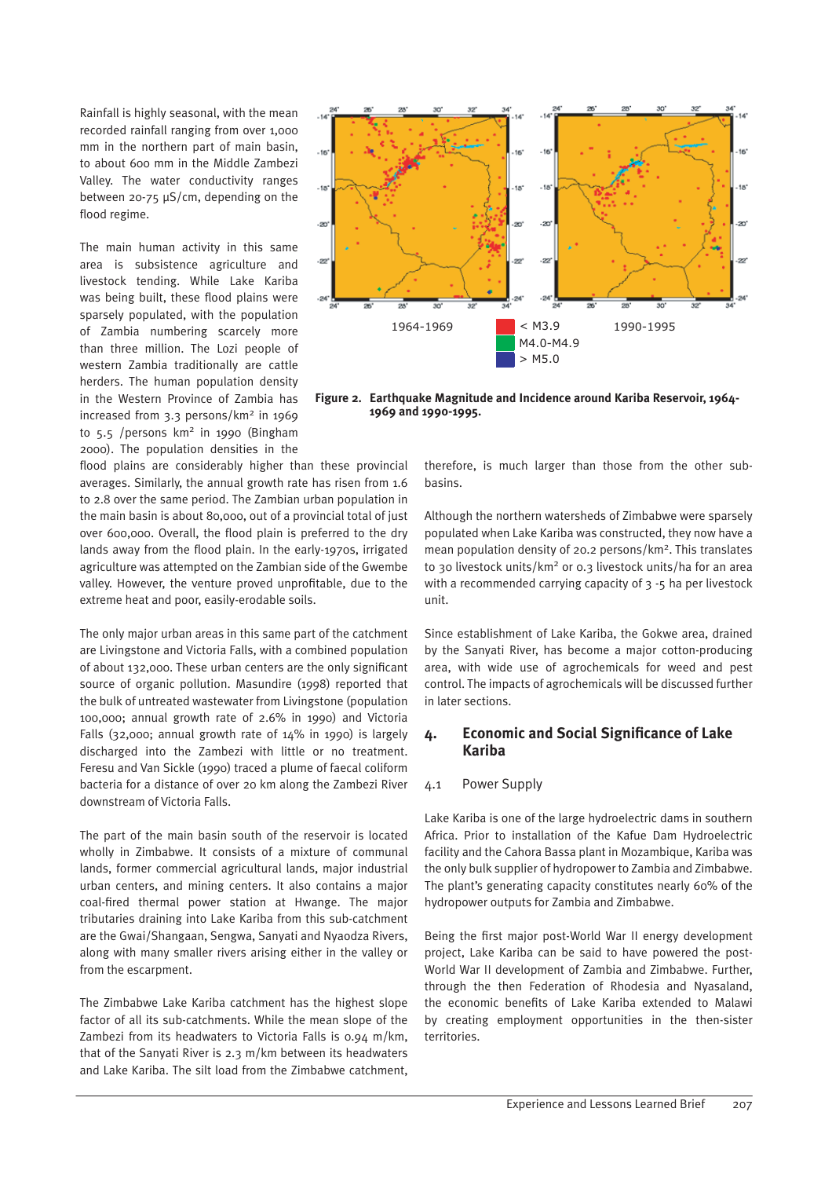Rainfall is highly seasonal, with the mean recorded rainfall ranging from over 1,000 mm in the northern part of main basin, to about 600 mm in the Middle Zambezi Valley. The water conductivity ranges between 20-75 µS/cm, depending on the flood regime.

The main human activity in this same area is subsistence agriculture and livestock tending. While Lake Kariba was being built, these flood plains were sparsely populated, with the population of Zambia numbering scarcely more than three million. The Lozi people of western Zambia traditionally are cattle herders. The human population density in the Western Province of Zambia has increased from 3.3 persons/km² in 1969 to 5.5 /persons km² in 1990 (Bingham 2000). The population densities in the flood plains are considerably higher than these provincial averages. Similarly, the annual growth rate has risen from 1.6 to 2.8 over the same period. The Zambian urban population in the main basin is about 80,000, out of a provincial total of just over 600,000. Overall, the flood plain is preferred to the dry lands away from the flood plain. In the early-1970s, irrigated agriculture was attempted on the Zambian side of the Gwembe valley. However, the venture proved unprofitable, due to the extreme heat and poor, easily-erodable soils.

**Figure 2. Earthquake Magnitude and Incidence around Kariba Reservoir, 1964-1969 and 1990-1995.**

The only major urban areas in this same part of the catchment are Livingstone and Victoria Falls, with a combined population of about 132,000. These urban centers are the only significant source of organic pollution. Masundire (1998) reported that the bulk of untreated wastewater from Livingstone (population 100,000; annual growth rate of 2.6% in 1990) and Victoria Falls (32,000; annual growth rate of 14% in 1990) is largely discharged into the Zambezi with little or no treatment. Feresu and Van Sickle (1990) traced a plume of faecal coliform bacteria for a distance of over 20 km along the Zambezi River downstream of Victoria Falls.

The part of the main basin south of the reservoir is located wholly in Zimbabwe. It consists of a mixture of communal lands, former commercial agricultural lands, major industrial urban centers, and mining centers. It also contains a major coal-fired thermal power station at Hwange. The major tributaries draining into Lake Kariba from this sub-catchment are the Gwai/Shangaan, Sengwa, Sanyati and Nyaodza Rivers, along with many smaller rivers arising either in the valley or from the escarpment.

The Zimbabwe Lake Kariba catchment has the highest slope factor of all its sub-catchments. While the mean slope of the Zambezi from its headwaters to Victoria Falls is 0.94 m/km, that of the Sanyati River is 2.3 m/km between its headwaters and Lake Kariba. The silt load from the Zimbabwe catchment, therefore, is much larger than those from the other sub-basins.

Although the northern watersheds of Zimbabwe were sparsely populated when Lake Kariba was constructed, they now have a mean population density of 20.2 persons/km². This translates to 30 livestock units/km² or 0.3 livestock units/ha for an area with a recommended carrying capacity of 3 -5 ha per livestock unit.

Since establishment of Lake Kariba, the Gokwe area, drained by the Sanyati River, has become a major cotton-producing area, with wide use of agrochemicals for weed and pest control. The impacts of agrochemicals will be discussed further in later sections.

## 4. Economic and Social Significance of Lake Kariba

### 4.1 Power Supply

Lake Kariba is one of the large hydroelectric dams in southern Africa. Prior to installation of the Kafue Dam Hydroelectric facility and the Cahora Bassa plant in Mozambique, Kariba was the only bulk supplier of hydropower to Zambia and Zimbabwe. The plant's generating capacity constitutes nearly 60% of the hydropower outputs for Zambia and Zimbabwe.

Being the first major post-World War II energy development project, Lake Kariba can be said to have powered the post-World War II development of Zambia and Zimbabwe. Further, through the then Federation of Rhodesia and Nyasaland, the economic benefits of Lake Kariba extended to Malawi by creating employment opportunities in the then-sister territories.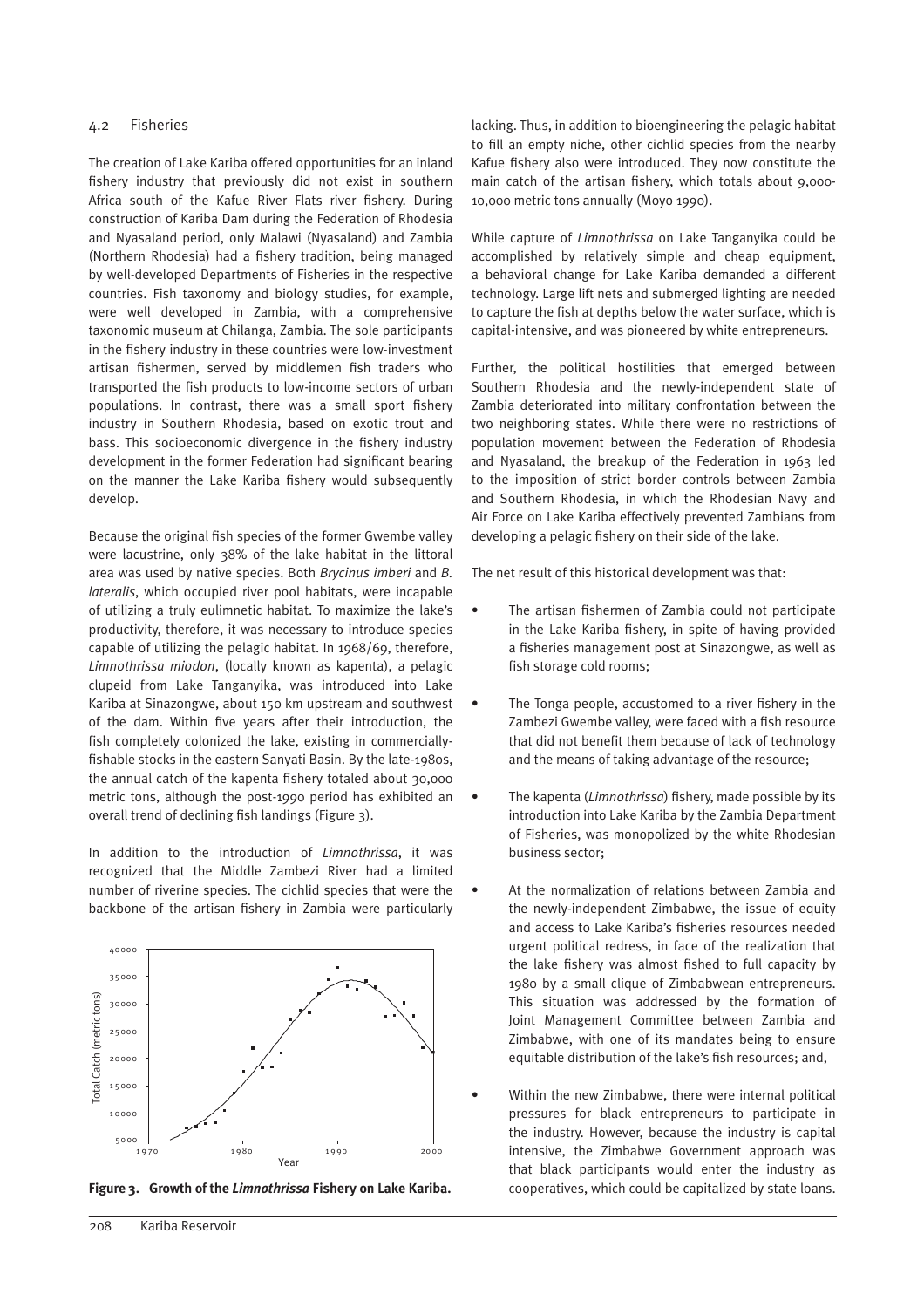## 4.2 Fisheries

The creation of Lake Kariba offered opportunities for an inland fishery industry that previously did not exist in southern Africa south of the Kafue River Flats river fishery. During construction of Kariba Dam during the Federation of Rhodesia and Nyasaland period, only Malawi (Nyasaland) and Zambia (Northern Rhodesia) had a fishery tradition, being managed by well-developed Departments of Fisheries in the respective countries. Fish taxonomy and biology studies, for example, were well developed in Zambia, with a comprehensive taxonomic museum at Chilanga, Zambia. The sole participants in the fishery industry in these countries were low-investment artisan fishermen, served by middlemen fish traders who transported the fish products to low-income sectors of urban populations. In contrast, there was a small sport fishery industry in Southern Rhodesia, based on exotic trout and bass. This socioeconomic divergence in the fishery industry development in the former Federation had significant bearing on the manner the Lake Kariba fishery would subsequently develop.

Because the original fish species of the former Gwembe valley were lacustrine, only 38% of the lake habitat in the littoral area was used by native species. Both *Brycinus imberi* and *B. lateralis*, which occupied river pool habitats, were incapable of utilizing a truly eulimnetic habitat. To maximize the lake's productivity, therefore, it was necessary to introduce species capable of utilizing the pelagic habitat. In 1968/69, therefore, *Limnothrissa miodon*, (locally known as kapenta), a pelagic clupeid from Lake Tanganyika, was introduced into Lake Kariba at Sinazongwe, about 150 km upstream and southwest of the dam. Within five years after their introduction, the fish completely colonized the lake, existing in commercially-fishable stocks in the eastern Sanyati Basin. By the late-1980s, the annual catch of the kapenta fishery totaled about 30,000 metric tons, although the post-1990 period has exhibited an overall trend of declining fish landings (Figure 3).

In addition to the introduction of *Limnothrissa*, it was recognized that the Middle Zambezi River had a limited number of riverine species. The cichlid species that were the backbone of the artisan fishery in Zambia were particularly lacking. Thus, in addition to bioengineering the pelagic habitat to fill an empty niche, other cichlid species from the nearby Kafue fishery also were introduced. They now constitute the main catch of the artisan fishery, which totals about 9,000-10,000 metric tons annually (Moyo 1990).

**Figure 3. Growth of the *Limnothrissa* Fishery on Lake Kariba.**

While capture of *Limnothrissa* on Lake Tanganyika could be accomplished by relatively simple and cheap equipment, a behavioral change for Lake Kariba demanded a different technology. Large lift nets and submerged lighting are needed to capture the fish at depths below the water surface, which is capital-intensive, and was pioneered by white entrepreneurs.

Further, the political hostilities that emerged between Southern Rhodesia and the newly-independent state of Zambia deteriorated into military confrontation between the two neighboring states. While there were no restrictions of population movement between the Federation of Rhodesia and Nyasaland, the breakup of the Federation in 1963 led to the imposition of strict border controls between Zambia and Southern Rhodesia, in which the Rhodesian Navy and Air Force on Lake Kariba effectively prevented Zambians from developing a pelagic fishery on their side of the lake.

The net result of this historical development was that:

- The artisan fishermen of Zambia could not participate in the Lake Kariba fishery, in spite of having provided a fisheries management post at Sinazongwe, as well as fish storage cold rooms;
- The Tonga people, accustomed to a river fishery in the Zambezi Gwembe valley, were faced with a fish resource that did not benefit them because of lack of technology and the means of taking advantage of the resource;
- The kapenta (*Limnothrissa*) fishery, made possible by its introduction into Lake Kariba by the Zambia Department of Fisheries, was monopolized by the white Rhodesian business sector;
- At the normalization of relations between Zambia and the newly-independent Zimbabwe, the issue of equity and access to Lake Kariba's fisheries resources needed urgent political redress, in face of the realization that the lake fishery was almost fished to full capacity by 1980 by a small clique of Zimbabwean entrepreneurs. This situation was addressed by the formation of Joint Management Committee between Zambia and Zimbabwe, with one of its mandates being to ensure equitable distribution of the lake's fish resources; and,
- Within the new Zimbabwe, there were internal political pressures for black entrepreneurs to participate in the industry. However, because the industry is capital intensive, the Zimbabwe Government approach was that black participants would enter the industry as cooperatives, which could be capitalized by state loans.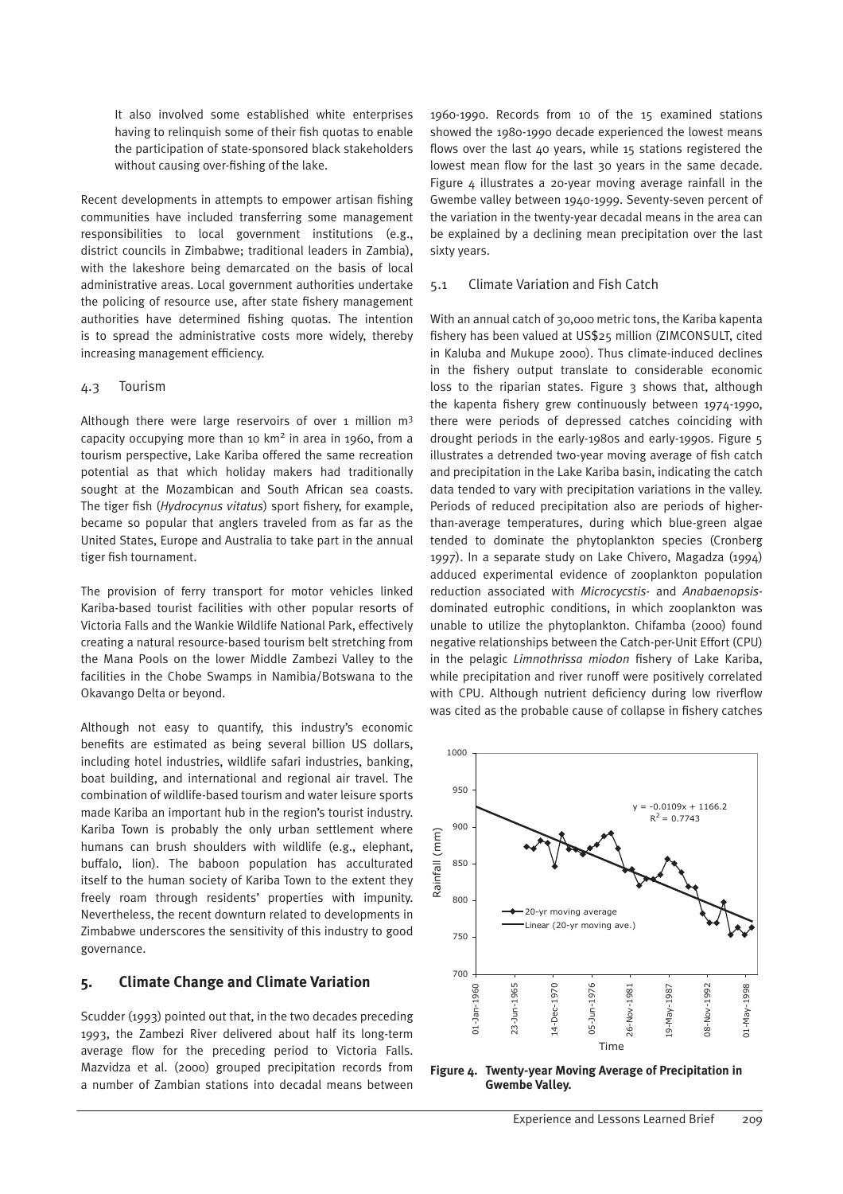It also involved some established white enterprises having to relinquish some of their fish quotas to enable the participation of state-sponsored black stakeholders without causing over-fishing of the lake.

Recent developments in attempts to empower artisan fishing communities have included transferring some management responsibilities to local government institutions (e.g., district councils in Zimbabwe; traditional leaders in Zambia), with the lakeshore being demarcated on the basis of local administrative areas. Local government authorities undertake the policing of resource use, after state fishery management authorities have determined fishing quotas. The intention is to spread the administrative costs more widely, thereby increasing management efficiency.

### 4.3 Tourism

Although there were large reservoirs of over 1 million $m^3$ capacity occupying more than 10 $km^2$ in area in 1960, from a tourism perspective, Lake Kariba offered the same recreation potential as that which holiday makers had traditionally sought at the Mozambican and South African sea coasts. The tiger fish (*Hydrocynus vitatus*) sport fishery, for example, became so popular that anglers traveled from as far as the United States, Europe and Australia to take part in the annual tiger fish tournament.

The provision of ferry transport for motor vehicles linked Kariba-based tourist facilities with other popular resorts of Victoria Falls and the Wankie Wildlife National Park, effectively creating a natural resource-based tourism belt stretching from the Mana Pools on the lower Middle Zambezi Valley to the facilities in the Chobe Swamps in Namibia/Botswana to the Okavango Delta or beyond.

Although not easy to quantify, this industry's economic benefits are estimated as being several billion US dollars, including hotel industries, wildlife safari industries, banking, boat building, and international and regional air travel. The combination of wildlife-based tourism and water leisure sports made Kariba an important hub in the region's tourist industry. Kariba Town is probably the only urban settlement where humans can brush shoulders with wildlife (e.g., elephant, buffalo, lion). The baboon population has acculturated itself to the human society of Kariba Town to the extent they freely roam through residents' properties with impunity. Nevertheless, the recent downturn related to developments in Zimbabwe underscores the sensitivity of this industry to good governance.

## 5. Climate Change and Climate Variation

Scudder (1993) pointed out that, in the two decades preceding 1993, the Zambezi River delivered about half its long-term average flow for the preceding period to Victoria Falls. Mazvidza et al. (2000) grouped precipitation records from a number of Zambian stations into decadal means between 1960-1990. Records from 10 of the 15 examined stations showed the 1980-1990 decade experienced the lowest means flows over the last 40 years, while 15 stations registered the lowest mean flow for the last 30 years in the same decade. Figure 4 illustrates a 20-year moving average rainfall in the Gwembe valley between 1940-1999. Seventy-seven percent of the variation in the twenty-year decadal means in the area can be explained by a declining mean precipitation over the last sixty years.

### 5.1 Climate Variation and Fish Catch

With an annual catch of 30,000 metric tons, the Kariba kapenta fishery has been valued at US$25 million (ZIMCONSULT, cited in Kaluba and Mukupe 2000). Thus climate-induced declines in the fishery output translate to considerable economic loss to the riparian states. Figure 3 shows that, although the kapenta fishery grew continuously between 1974-1990, there were periods of depressed catches coinciding with drought periods in the early-1980s and early-1990s. Figure 5 illustrates a detrended two-year moving average of fish catch and precipitation in the Lake Kariba basin, indicating the catch data tended to vary with precipitation variations in the valley. Periods of reduced precipitation also are periods of higher-than-average temperatures, during which blue-green algae tended to dominate the phytoplankton species (Cronberg 1997). In a separate study on Lake Chivero, Magadza (1994) adduced experimental evidence of zooplankton population reduction associated with *Microcycstis*- and *Anabaenopsis*-dominated eutrophic conditions, in which zooplankton was unable to utilize the phytoplankton. Chifamba (2000) found negative relationships between the Catch-per-Unit Effort (CPU) in the pelagic *Limnothrissa miodon* fishery of Lake Kariba, while precipitation and river runoff were positively correlated with CPU. Although nutrient deficiency during low riverflow was cited as the probable cause of collapse in fishery catches

**Figure 4. Twenty-year Moving Average of Precipitation in Gwembe Valley.**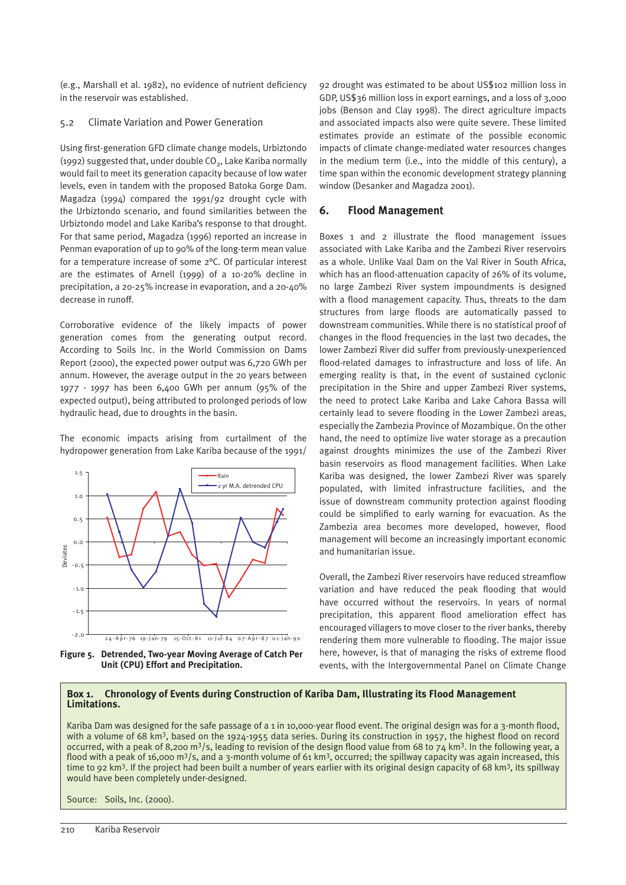(e.g., Marshall et al. 1982), no evidence of nutrient deficiency in the reservoir was established.

### 5.2 Climate Variation and Power Generation

Using first-generation GFD climate change models, Urbiztondo (1992) suggested that, under double $CO_2$, Lake Kariba normally would fail to meet its generation capacity because of low water levels, even in tandem with the proposed Batoka Gorge Dam. Magadza (1994) compared the 1991/92 drought cycle with the Urbiztondo scenario, and found similarities between the Urbiztondo model and Lake Kariba's response to that drought. For that same period, Magadza (1996) reported an increase in Penman evaporation of up to 90% of the long-term mean value for a temperature increase of some 2°C. Of particular interest are the estimates of Arnell (1999) of a 10-20% decline in precipitation, a 20-25% increase in evaporation, and a 20-40% decrease in runoff.

Corroborative evidence of the likely impacts of power generation comes from the generating output record. According to Soils Inc. in the World Commission on Dams Report (2000), the expected power output was 6,720 GWh per annum. However, the average output in the 20 years between 1977 - 1997 has been 6,400 GWh per annum (95% of the expected output), being attributed to prolonged periods of low hydraulic head, due to droughts in the basin.

The economic impacts arising from curtailment of the hydropower generation from Lake Kariba because of the 1991/92 drought was estimated to be about US$102 million loss in GDP, US$36 million loss in export earnings, and a loss of 3,000 jobs (Benson and Clay 1998). The direct agriculture impacts and associated impacts also were quite severe. These limited estimates provide an estimate of the possible economic impacts of climate change-mediated water resources changes in the medium term (i.e., into the middle of this century), a time span within the economic development strategy planning window (Desanker and Magadza 2001).

**Figure 5. Detrended, Two-year Moving Average of Catch Per Unit (CPU) Effort and Precipitation.**

## 6. Flood Management

Boxes 1 and 2 illustrate the flood management issues associated with Lake Kariba and the Zambezi River reservoirs as a whole. Unlike Vaal Dam on the Val River in South Africa, which has an flood-attenuation capacity of 26% of its volume, no large Zambezi River system impoundments is designed with a flood management capacity. Thus, threats to the dam structures from large floods are automatically passed to downstream communities. While there is no statistical proof of changes in the flood frequencies in the last two decades, the lower Zambezi River did suffer from previously-unexperienced flood-related damages to infrastructure and loss of life. An emerging reality is that, in the event of sustained cyclonic precipitation in the Shire and upper Zambezi River systems, the need to protect Lake Kariba and Lake Cahora Bassa will certainly lead to severe flooding in the Lower Zambezi areas, especially the Zambezia Province of Mozambique. On the other hand, the need to optimize live water storage as a precaution against droughts minimizes the use of the Zambezi River basin reservoirs as flood management facilities. When Lake Kariba was designed, the lower Zambezi River was sparely populated, with limited infrastructure facilities, and the issue of downstream community protection against flooding could be simplified to early warning for evacuation. As the Zambezia area becomes more developed, however, flood management will become an increasingly important economic and humanitarian issue.

Overall, the Zambezi River reservoirs have reduced streamflow variation and have reduced the peak flooding that would have occurred without the reservoirs. In years of normal precipitation, this apparent flood amelioration effect has encouraged villagers to move closer to the river banks, thereby rendering them more vulnerable to flooding. The major issue here, however, is that of managing the risks of extreme flood events, with the Intergovernmental Panel on Climate Change

**Box 1. Chronology of Events during Construction of Kariba Dam, Illustrating its Flood Management Limitations.**

Kariba Dam was designed for the safe passage of a 1 in 10,000-year flood event. The original design was for a 3-month flood, with a volume of 68 km³, based on the 1924-1955 data series. During its construction in 1957, the highest flood on record occurred, with a peak of 8,200 m³/s, leading to revision of the design flood value from 68 to 74 km³. In the following year, a flood with a peak of 16,000 m³/s, and a 3-month volume of 61 km³, occurred; the spillway capacity was again increased, this time to 92 km³. If the project had been built a number of years earlier with its original design capacity of 68 km³, its spillway would have been completely under-designed.

Source: Soils, Inc. (2000).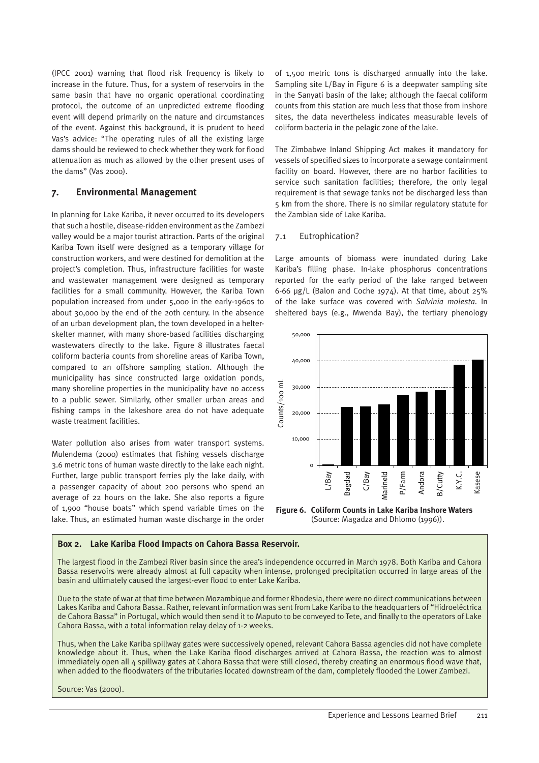(IPCC 2001) warning that flood risk frequency is likely to increase in the future. Thus, for a system of reservoirs in the same basin that have no organic operational coordinating protocol, the outcome of an unpredicted extreme flooding event will depend primarily on the nature and circumstances of the event. Against this background, it is prudent to heed Vas's advice: "The operating rules of all the existing large dams should be reviewed to check whether they work for flood attenuation as much as allowed by the other present uses of the dams" (Vas 2000).

## 7. Environmental Management

In planning for Lake Kariba, it never occurred to its developers that such a hostile, disease-ridden environment as the Zambezi valley would be a major tourist attraction. Parts of the original Kariba Town itself were designed as a temporary village for construction workers, and were destined for demolition at the project's completion. Thus, infrastructure facilities for waste and wastewater management were designed as temporary facilities for a small community. However, the Kariba Town population increased from under 5,000 in the early-1960s to about 30,000 by the end of the 20th century. In the absence of an urban development plan, the town developed in a helter-skelter manner, with many shore-based facilities discharging wastewaters directly to the lake. Figure 8 illustrates faecal coliform bacteria counts from shoreline areas of Kariba Town, compared to an offshore sampling station. Although the municipality has since constructed large oxidation ponds, many shoreline properties in the municipality have no access to a public sewer. Similarly, other smaller urban areas and fishing camps in the lakeshore area do not have adequate waste treatment facilities.

Water pollution also arises from water transport systems. Mulendema (2000) estimates that fishing vessels discharge 3.6 metric tons of human waste directly to the lake each night. Further, large public transport ferries ply the lake daily, with a passenger capacity of about 200 persons who spend an average of 22 hours on the lake. She also reports a figure of 1,900 "house boats" which spend variable times on the lake. Thus, an estimated human waste discharge in the order of 1,500 metric tons is discharged annually into the lake. Sampling site L/Bay in Figure 6 is a deepwater sampling site in the Sanyati basin of the lake; although the faecal coliform counts from this station are much less that those from inshore sites, the data nevertheless indicates measurable levels of coliform bacteria in the pelagic zone of the lake.

The Zimbabwe Inland Shipping Act makes it mandatory for vessels of specified sizes to incorporate a sewage containment facility on board. However, there are no harbor facilities to service such sanitation facilities; therefore, the only legal requirement is that sewage tanks not be discharged less than 5 km from the shore. There is no similar regulatory statute for the Zambian side of Lake Kariba.

### 7.1 Eutrophication?

Large amounts of biomass were inundated during Lake Kariba's filling phase. In-lake phosphorus concentrations reported for the early period of the lake ranged between 6-66 µg/L (Balon and Coche 1974). At that time, about 25% of the lake surface was covered with *Salvinia molesta*. In sheltered bays (e.g., Mwenda Bay), the tertiary phenology

**Figure 6. Coliform Counts in Lake Kariba Inshore Waters** (Source: Magadza and Dhlomo (1996)).

> **Box 2. Lake Kariba Flood Impacts on Cahora Bassa Reservoir.**
>
> The largest flood in the Zambezi River basin since the area's independence occurred in March 1978. Both Kariba and Cahora Bassa reservoirs were already almost at full capacity when intense, prolonged precipitation occurred in large areas of the basin and ultimately caused the largest-ever flood to enter Lake Kariba.
>
> Due to the state of war at that time between Mozambique and former Rhodesia, there were no direct communications between Lakes Kariba and Cahora Bassa. Rather, relevant information was sent from Lake Kariba to the headquarters of "Hidroeléctrica de Cahora Bassa" in Portugal, which would then send it to Maputo to be conveyed to Tete, and finally to the operators of Lake Cahora Bassa, with a total information relay delay of 1-2 weeks.
>
> Thus, when the Lake Kariba spillway gates were successively opened, relevant Cahora Bassa agencies did not have complete knowledge about it. Thus, when the Lake Kariba flood discharges arrived at Cahora Bassa, the reaction was to almost immediately open all 4 spillway gates at Cahora Bassa that were still closed, thereby creating an enormous flood wave that, when added to the floodwaters of the tributaries located downstream of the dam, completely flooded the Lower Zambezi.
>
> Source: Vas (2000).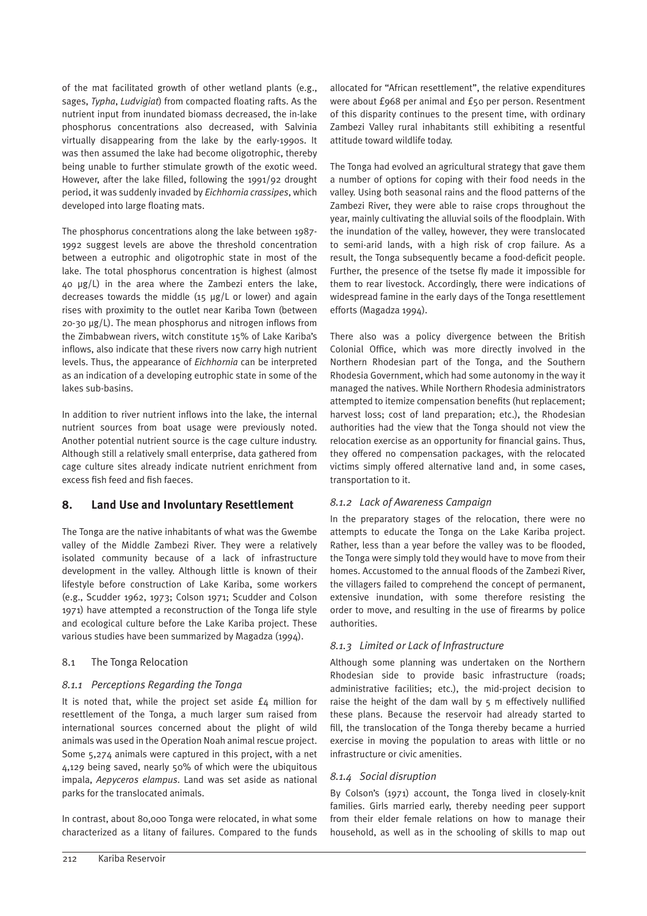of the mat facilitated growth of other wetland plants (e.g., sages, *Typha*, *Ludvigiat*) from compacted floating rafts. As the nutrient input from inundated biomass decreased, the in-lake phosphorus concentrations also decreased, with Salvinia virtually disappearing from the lake by the early-1990s. It was then assumed the lake had become oligotrophic, thereby being unable to further stimulate growth of the exotic weed. However, after the lake filled, following the 1991/92 drought period, it was suddenly invaded by *Eichhornia crassipes*, which developed into large floating mats.

The phosphorus concentrations along the lake between 1987-1992 suggest levels are above the threshold concentration between a eutrophic and oligotrophic state in most of the lake. The total phosphorus concentration is highest (almost 40 µg/L) in the area where the Zambezi enters the lake, decreases towards the middle (15 µg/L or lower) and again rises with proximity to the outlet near Kariba Town (between 20-30 µg/L). The mean phosphorus and nitrogen inflows from the Zimbabwean rivers, witch constitute 15% of Lake Kariba's inflows, also indicate that these rivers now carry high nutrient levels. Thus, the appearance of *Eichhornia* can be interpreted as an indication of a developing eutrophic state in some of the lakes sub-basins.

In addition to river nutrient inflows into the lake, the internal nutrient sources from boat usage were previously noted. Another potential nutrient source is the cage culture industry. Although still a relatively small enterprise, data gathered from cage culture sites already indicate nutrient enrichment from excess fish feed and fish faeces.

## 8. Land Use and Involuntary Resettlement

The Tonga are the native inhabitants of what was the Gwembe valley of the Middle Zambezi River. They were a relatively isolated community because of a lack of infrastructure development in the valley. Although little is known of their lifestyle before construction of Lake Kariba, some workers (e.g., Scudder 1962, 1973; Colson 1971; Scudder and Colson 1971) have attempted a reconstruction of the Tonga life style and ecological culture before the Lake Kariba project. These various studies have been summarized by Magadza (1994).

### 8.1 The Tonga Relocation

#### *8.1.1 Perceptions Regarding the Tonga*

It is noted that, while the project set aside £4 million for resettlement of the Tonga, a much larger sum raised from international sources concerned about the plight of wild animals was used in the Operation Noah animal rescue project. Some 5,274 animals were captured in this project, with a net 4,129 being saved, nearly 50% of which were the ubiquitous impala, *Aepyceros elampus*. Land was set aside as national parks for the translocated animals.

In contrast, about 80,000 Tonga were relocated, in what some characterized as a litany of failures. Compared to the funds allocated for "African resettlement", the relative expenditures were about £968 per animal and £50 per person. Resentment of this disparity continues to the present time, with ordinary Zambezi Valley rural inhabitants still exhibiting a resentful attitude toward wildlife today.

The Tonga had evolved an agricultural strategy that gave them a number of options for coping with their food needs in the valley. Using both seasonal rains and the flood patterns of the Zambezi River, they were able to raise crops throughout the year, mainly cultivating the alluvial soils of the floodplain. With the inundation of the valley, however, they were translocated to semi-arid lands, with a high risk of crop failure. As a result, the Tonga subsequently became a food-deficit people. Further, the presence of the tsetse fly made it impossible for them to rear livestock. Accordingly, there were indications of widespread famine in the early days of the Tonga resettlement efforts (Magadza 1994).

There also was a policy divergence between the British Colonial Office, which was more directly involved in the Northern Rhodesian part of the Tonga, and the Southern Rhodesia Government, which had some autonomy in the way it managed the natives. While Northern Rhodesia administrators attempted to itemize compensation benefits (hut replacement; harvest loss; cost of land preparation; etc.), the Rhodesian authorities had the view that the Tonga should not view the relocation exercise as an opportunity for financial gains. Thus, they offered no compensation packages, with the relocated victims simply offered alternative land and, in some cases, transportation to it.

#### *8.1.2 Lack of Awareness Campaign*

In the preparatory stages of the relocation, there were no attempts to educate the Tonga on the Lake Kariba project. Rather, less than a year before the valley was to be flooded, the Tonga were simply told they would have to move from their homes. Accustomed to the annual floods of the Zambezi River, the villagers failed to comprehend the concept of permanent, extensive inundation, with some therefore resisting the order to move, and resulting in the use of firearms by police authorities.

#### *8.1.3 Limited or Lack of Infrastructure*

Although some planning was undertaken on the Northern Rhodesian side to provide basic infrastructure (roads; administrative facilities; etc.), the mid-project decision to raise the height of the dam wall by 5 m effectively nullified these plans. Because the reservoir had already started to fill, the translocation of the Tonga thereby became a hurried exercise in moving the population to areas with little or no infrastructure or civic amenities.

#### *8.1.4 Social disruption*

By Colson's (1971) account, the Tonga lived in closely-knit families. Girls married early, thereby needing peer support from their elder female relations on how to manage their household, as well as in the schooling of skills to map out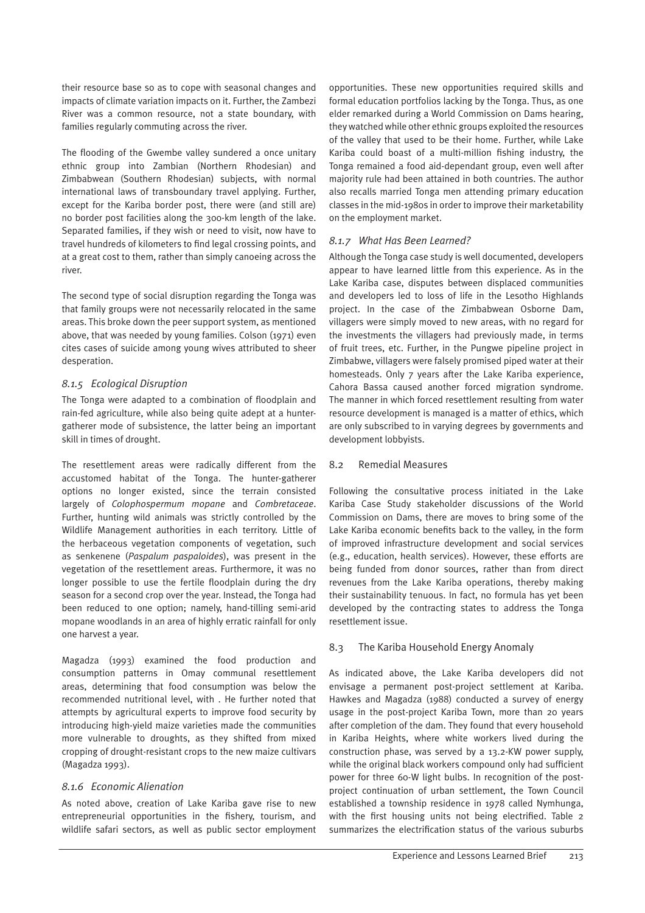their resource base so as to cope with seasonal changes and impacts of climate variation impacts on it. Further, the Zambezi River was a common resource, not a state boundary, with families regularly commuting across the river.

The flooding of the Gwembe valley sundered a once unitary ethnic group into Zambian (Northern Rhodesian) and Zimbabwean (Southern Rhodesian) subjects, with normal international laws of transboundary travel applying. Further, except for the Kariba border post, there were (and still are) no border post facilities along the 300-km length of the lake. Separated families, if they wish or need to visit, now have to travel hundreds of kilometers to find legal crossing points, and at a great cost to them, rather than simply canoeing across the river.

The second type of social disruption regarding the Tonga was that family groups were not necessarily relocated in the same areas. This broke down the peer support system, as mentioned above, that was needed by young families. Colson (1971) even cites cases of suicide among young wives attributed to sheer desperation.

### *8.1.5 Ecological Disruption*

The Tonga were adapted to a combination of floodplain and rain-fed agriculture, while also being quite adept at a hunter-gatherer mode of subsistence, the latter being an important skill in times of drought.

The resettlement areas were radically different from the accustomed habitat of the Tonga. The hunter-gatherer options no longer existed, since the terrain consisted largely of *Colophospermum mopane* and *Combretaceae*. Further, hunting wild animals was strictly controlled by the Wildlife Management authorities in each territory. Little of the herbaceous vegetation components of vegetation, such as senkenene (*Paspalum paspaloides*), was present in the vegetation of the resettlement areas. Furthermore, it was no longer possible to use the fertile floodplain during the dry season for a second crop over the year. Instead, the Tonga had been reduced to one option; namely, hand-tilling semi-arid mopane woodlands in an area of highly erratic rainfall for only one harvest a year.

Magadza (1993) examined the food production and consumption patterns in Omay communal resettlement areas, determining that food consumption was below the recommended nutritional level, with . He further noted that attempts by agricultural experts to improve food security by introducing high-yield maize varieties made the communities more vulnerable to droughts, as they shifted from mixed cropping of drought-resistant crops to the new maize cultivars (Magadza 1993).

### *8.1.6 Economic Alienation*

As noted above, creation of Lake Kariba gave rise to new entrepreneurial opportunities in the fishery, tourism, and wildlife safari sectors, as well as public sector employment opportunities. These new opportunities required skills and formal education portfolios lacking by the Tonga. Thus, as one elder remarked during a World Commission on Dams hearing, they watched while other ethnic groups exploited the resources of the valley that used to be their home. Further, while Lake Kariba could boast of a multi-million fishing industry, the Tonga remained a food aid-dependant group, even well after majority rule had been attained in both countries. The author also recalls married Tonga men attending primary education classes in the mid-1980s in order to improve their marketability on the employment market.

### *8.1.7 What Has Been Learned?*

Although the Tonga case study is well documented, developers appear to have learned little from this experience. As in the Lake Kariba case, disputes between displaced communities and developers led to loss of life in the Lesotho Highlands project. In the case of the Zimbabwean Osborne Dam, villagers were simply moved to new areas, with no regard for the investments the villagers had previously made, in terms of fruit trees, etc. Further, in the Pungwe pipeline project in Zimbabwe, villagers were falsely promised piped water at their homesteads. Only 7 years after the Lake Kariba experience, Cahora Bassa caused another forced migration syndrome. The manner in which forced resettlement resulting from water resource development is managed is a matter of ethics, which are only subscribed to in varying degrees by governments and development lobbyists.

## 8.2 Remedial Measures

Following the consultative process initiated in the Lake Kariba Case Study stakeholder discussions of the World Commission on Dams, there are moves to bring some of the Lake Kariba economic benefits back to the valley, in the form of improved infrastructure development and social services (e.g., education, health services). However, these efforts are being funded from donor sources, rather than from direct revenues from the Lake Kariba operations, thereby making their sustainability tenuous. In fact, no formula has yet been developed by the contracting states to address the Tonga resettlement issue.

## 8.3 The Kariba Household Energy Anomaly

As indicated above, the Lake Kariba developers did not envisage a permanent post-project settlement at Kariba. Hawkes and Magadza (1988) conducted a survey of energy usage in the post-project Kariba Town, more than 20 years after completion of the dam. They found that every household in Kariba Heights, where white workers lived during the construction phase, was served by a 13.2-KW power supply, while the original black workers compound only had sufficient power for three 60-W light bulbs. In recognition of the post-project continuation of urban settlement, the Town Council established a township residence in 1978 called Nymhunga, with the first housing units not being electrified. Table 2 summarizes the electrification status of the various suburbs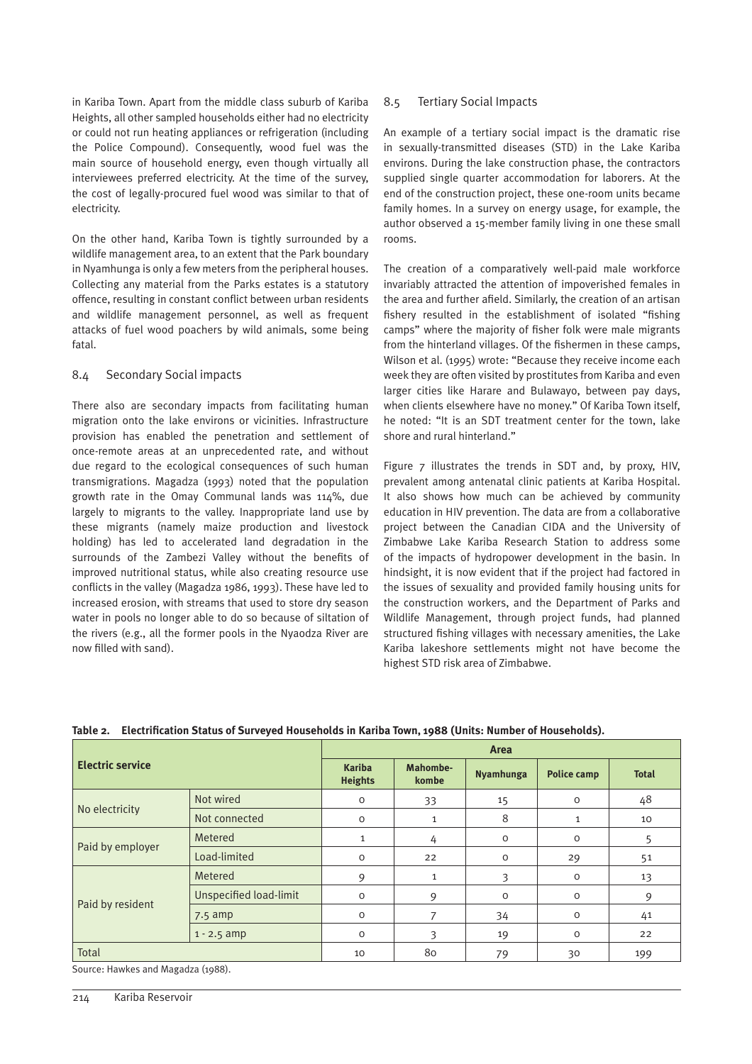in Kariba Town. Apart from the middle class suburb of Kariba Heights, all other sampled households either had no electricity or could not run heating appliances or refrigeration (including the Police Compound). Consequently, wood fuel was the main source of household energy, even though virtually all interviewees preferred electricity. At the time of the survey, the cost of legally-procured fuel wood was similar to that of electricity.

On the other hand, Kariba Town is tightly surrounded by a wildlife management area, to an extent that the Park boundary in Nyamhunga is only a few meters from the peripheral houses. Collecting any material from the Parks estates is a statutory offence, resulting in constant conflict between urban residents and wildlife management personnel, as well as frequent attacks of fuel wood poachers by wild animals, some being fatal.

## 8.4 Secondary Social impacts

There also are secondary impacts from facilitating human migration onto the lake environs or vicinities. Infrastructure provision has enabled the penetration and settlement of once-remote areas at an unprecedented rate, and without due regard to the ecological consequences of such human transmigrations. Magadza (1993) noted that the population growth rate in the Omay Communal lands was 114%, due largely to migrants to the valley. Inappropriate land use by these migrants (namely maize production and livestock holding) has led to accelerated land degradation in the surrounds of the Zambezi Valley without the benefits of improved nutritional status, while also creating resource use conflicts in the valley (Magadza 1986, 1993). These have led to increased erosion, with streams that used to store dry season water in pools no longer able to do so because of siltation of the rivers (e.g., all the former pools in the Nyaodza River are now filled with sand).

## 8.5 Tertiary Social Impacts

An example of a tertiary social impact is the dramatic rise in sexually-transmitted diseases (STD) in the Lake Kariba environs. During the lake construction phase, the contractors supplied single quarter accommodation for laborers. At the end of the construction project, these one-room units became family homes. In a survey on energy usage, for example, the author observed a 15-member family living in one these small rooms.

The creation of a comparatively well-paid male workforce invariably attracted the attention of impoverished females in the area and further afield. Similarly, the creation of an artisan fishery resulted in the establishment of isolated "fishing camps" where the majority of fisher folk were male migrants from the hinterland villages. Of the fishermen in these camps, Wilson et al. (1995) wrote: "Because they receive income each week they are often visited by prostitutes from Kariba and even larger cities like Harare and Bulawayo, between pay days, when clients elsewhere have no money." Of Kariba Town itself, he noted: "It is an SDT treatment center for the town, lake shore and rural hinterland."

Figure 7 illustrates the trends in SDT and, by proxy, HIV, prevalent among antenatal clinic patients at Kariba Hospital. It also shows how much can be achieved by community education in HIV prevention. The data are from a collaborative project between the Canadian CIDA and the University of Zimbabwe Lake Kariba Research Station to address some of the impacts of hydropower development in the basin. In hindsight, it is now evident that if the project had factored in the issues of sexuality and provided family housing units for the construction workers, and the Department of Parks and Wildlife Management, through project funds, had planned structured fishing villages with necessary amenities, the Lake Kariba lakeshore settlements might not have become the highest STD risk area of Zimbabwe.

**Table 2. Electrification Status of Surveyed Households in Kariba Town, 1988 (Units: Number of Households).**

| Electric service | | Area | | | | |
|---|---|---|---|---|---|---|
| | | Kariba Heights | Mahombe-kombe | Nyamhunga | Police camp | Total |
| No electricity | Not wired | 0 | 33 | 15 | 0 | 48 |
| | Not connected | 0 | 1 | 8 | 1 | 10 |
| Paid by employer | Metered | 1 | 4 | 0 | 0 | 5 |
| | Load-limited | 0 | 22 | 0 | 29 | 51 |
| Paid by resident | Metered | 9 | 1 | 3 | 0 | 13 |
| | Unspecified load-limit | 0 | 9 | 0 | 0 | 9 |
| | 7.5 amp | 0 | 7 | 34 | 0 | 41 |
| | 1 - 2.5 amp | 0 | 3 | 19 | 0 | 22 |
| Total | | 10 | 80 | 79 | 30 | 199 |

Source: Hawkes and Magadza (1988).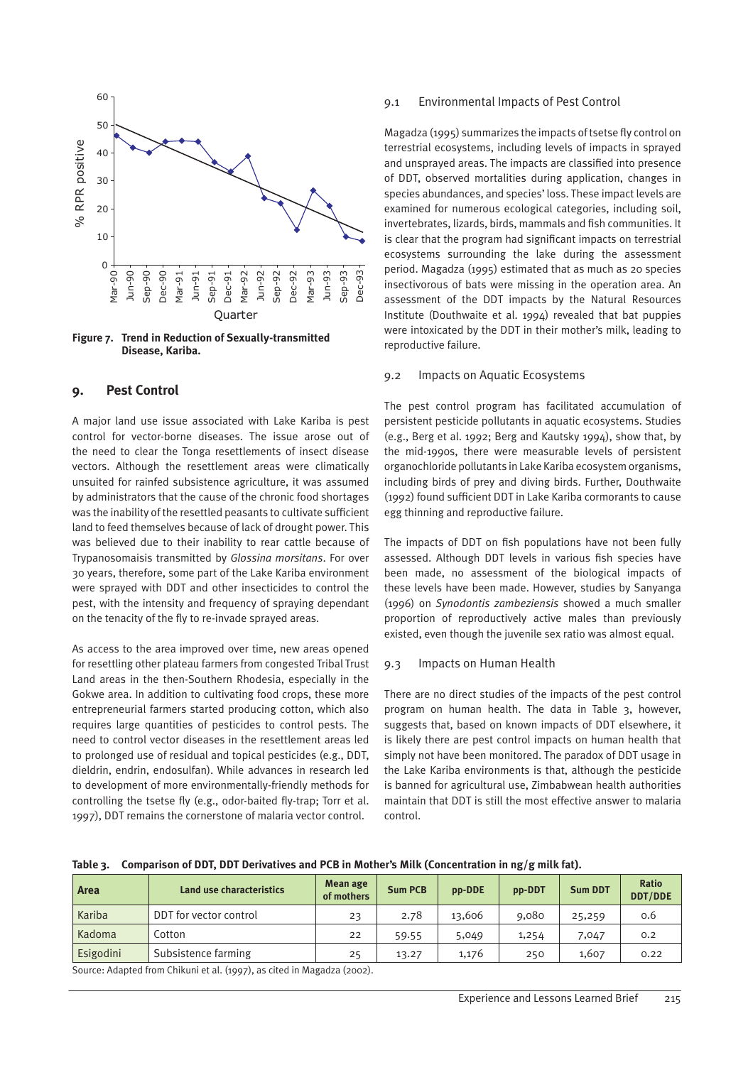**Figure 7. Trend in Reduction of Sexually-transmitted Disease, Kariba.**

## 9. Pest Control

A major land use issue associated with Lake Kariba is pest control for vector-borne diseases. The issue arose out of the need to clear the Tonga resettlements of insect disease vectors. Although the resettlement areas were climatically unsuited for rainfed subsistence agriculture, it was assumed by administrators that the cause of the chronic food shortages was the inability of the resettled peasants to cultivate sufficient land to feed themselves because of lack of drought power. This was believed due to their inability to rear cattle because of Trypanosomaisis transmitted by *Glossina morsitans*. For over 30 years, therefore, some part of the Lake Kariba environment were sprayed with DDT and other insecticides to control the pest, with the intensity and frequency of spraying dependant on the tenacity of the fly to re-invade sprayed areas.

As access to the area improved over time, new areas opened for resettling other plateau farmers from congested Tribal Trust Land areas in the then-Southern Rhodesia, especially in the Gokwe area. In addition to cultivating food crops, these more entrepreneurial farmers started producing cotton, which also requires large quantities of pesticides to control pests. The need to control vector diseases in the resettlement areas led to prolonged use of residual and topical pesticides (e.g., DDT, dieldrin, endrin, endosulfan). While advances in research led to development of more environmentally-friendly methods for controlling the tsetse fly (e.g., odor-baited fly-trap; Torr et al. 1997), DDT remains the cornerstone of malaria vector control.

### 9.1 Environmental Impacts of Pest Control

Magadza (1995) summarizes the impacts of tsetse fly control on terrestrial ecosystems, including levels of impacts in sprayed and unsprayed areas. The impacts are classified into presence of DDT, observed mortalities during application, changes in species abundances, and species' loss. These impact levels are examined for numerous ecological categories, including soil, invertebrates, lizards, birds, mammals and fish communities. It is clear that the program had significant impacts on terrestrial ecosystems surrounding the lake during the assessment period. Magadza (1995) estimated that as much as 20 species insectivorous of bats were missing in the operation area. An assessment of the DDT impacts by the Natural Resources Institute (Douthwaite et al. 1994) revealed that bat puppies were intoxicated by the DDT in their mother's milk, leading to reproductive failure.

### 9.2 Impacts on Aquatic Ecosystems

The pest control program has facilitated accumulation of persistent pesticide pollutants in aquatic ecosystems. Studies (e.g., Berg et al. 1992; Berg and Kautsky 1994), show that, by the mid-1990s, there were measurable levels of persistent organochloride pollutants in Lake Kariba ecosystem organisms, including birds of prey and diving birds. Further, Douthwaite (1992) found sufficient DDT in Lake Kariba cormorants to cause egg thinning and reproductive failure.

The impacts of DDT on fish populations have not been fully assessed. Although DDT levels in various fish species have been made, no assessment of the biological impacts of these levels have been made. However, studies by Sanyanga (1996) on *Synodontis zambeziensis* showed a much smaller proportion of reproductively active males than previously existed, even though the juvenile sex ratio was almost equal.

### 9.3 Impacts on Human Health

There are no direct studies of the impacts of the pest control program on human health. The data in Table 3, however, suggests that, based on known impacts of DDT elsewhere, it is likely there are pest control impacts on human health that simply not have been monitored. The paradox of DDT usage in the Lake Kariba environments is that, although the pesticide is banned for agricultural use, Zimbabwean health authorities maintain that DDT is still the most effective answer to malaria control.

**Table 3. Comparison of DDT, DDT Derivatives and PCB in Mother's Milk (Concentration in ng/g milk fat).**

| Area | Land use characteristics | Mean age of mothers | Sum PCB | pp-DDE | pp-DDT | Sum DDT | Ratio DDT/DDE |
|---|---|---|---|---|---|---|---|
| Kariba | DDT for vector control | 23 | 2.78 | 13,606 | 9,080 | 25,259 | 0.6 |
| Kadoma | Cotton | 22 | 59.55 | 5,049 | 1,254 | 7,047 | 0.2 |
| Esigodini | Subsistence farming | 25 | 13.27 | 1,176 | 250 | 1,607 | 0.22 |

Source: Adapted from Chikuni et al. (1997), as cited in Magadza (2002).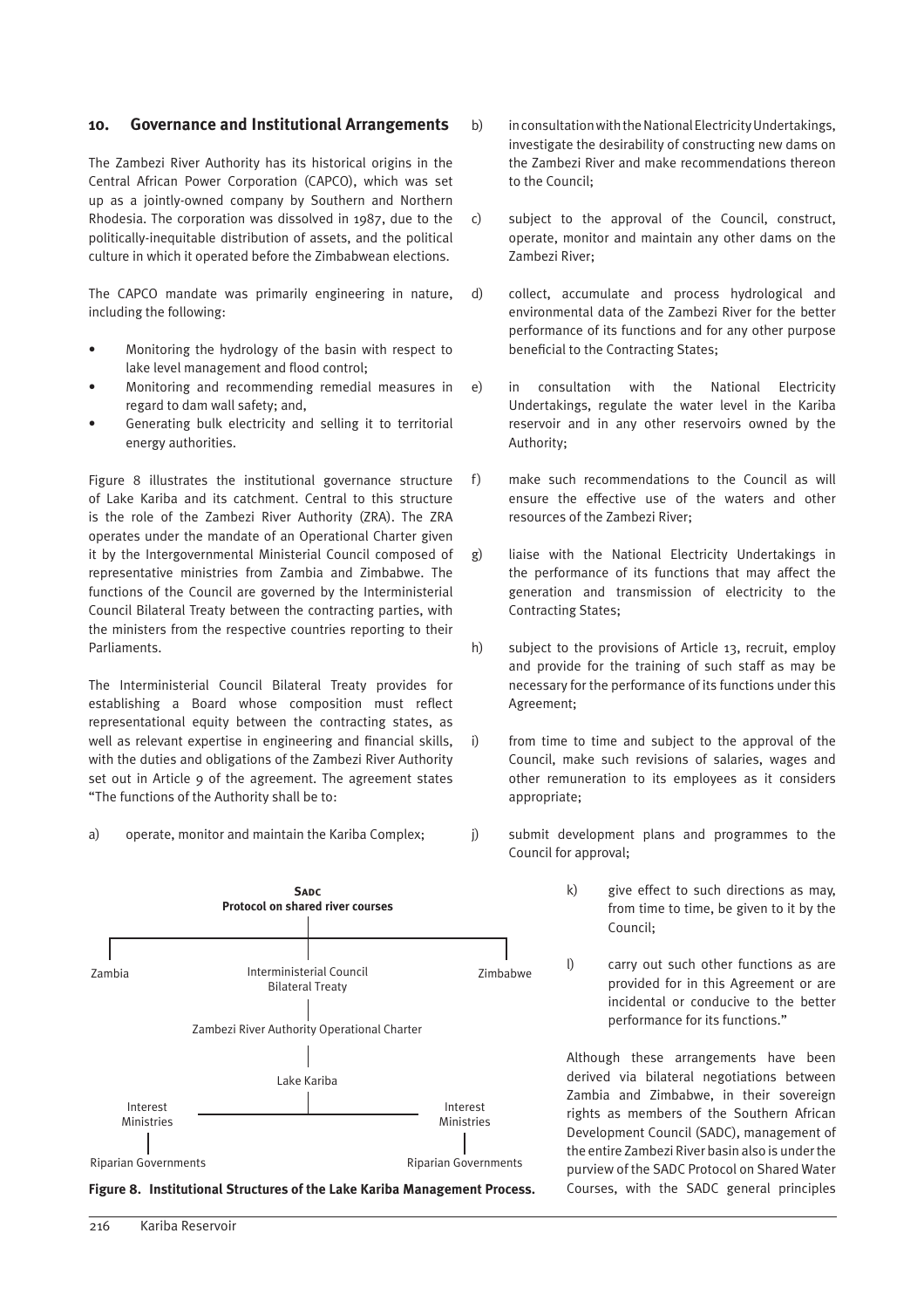## 10. Governance and Institutional Arrangements

The Zambezi River Authority has its historical origins in the Central African Power Corporation (CAPCO), which was set up as a jointly-owned company by Southern and Northern Rhodesia. The corporation was dissolved in 1987, due to the politically-inequitable distribution of assets, and the political culture in which it operated before the Zimbabwean elections.

The CAPCO mandate was primarily engineering in nature, including the following:

- Monitoring the hydrology of the basin with respect to lake level management and flood control;
- Monitoring and recommending remedial measures in regard to dam wall safety; and,
- Generating bulk electricity and selling it to territorial energy authorities.

Figure 8 illustrates the institutional governance structure of Lake Kariba and its catchment. Central to this structure is the role of the Zambezi River Authority (ZRA). The ZRA operates under the mandate of an Operational Charter given it by the Intergovernmental Ministerial Council composed of representative ministries from Zambia and Zimbabwe. The functions of the Council are governed by the Interministerial Council Bilateral Treaty between the contracting parties, with the ministers from the respective countries reporting to their Parliaments.

The Interministerial Council Bilateral Treaty provides for establishing a Board whose composition must reflect representational equity between the contracting states, as well as relevant expertise in engineering and financial skills, with the duties and obligations of the Zambezi River Authority set out in Article 9 of the agreement. The agreement states "The functions of the Authority shall be to:

a) operate, monitor and maintain the Kariba Complex;

b) in consultation with the National Electricity Undertakings, investigate the desirability of constructing new dams on the Zambezi River and make recommendations thereon to the Council;

c) subject to the approval of the Council, construct, operate, monitor and maintain any other dams on the Zambezi River;

d) collect, accumulate and process hydrological and environmental data of the Zambezi River for the better performance of its functions and for any other purpose beneficial to the Contracting States;

e) in consultation with the National Electricity Undertakings, regulate the water level in the Kariba reservoir and in any other reservoirs owned by the Authority;

f) make such recommendations to the Council as will ensure the effective use of the waters and other resources of the Zambezi River;

g) liaise with the National Electricity Undertakings in the performance of its functions that may affect the generation and transmission of electricity to the Contracting States;

h) subject to the provisions of Article 13, recruit, employ and provide for the training of such staff as may be necessary for the performance of its functions under this Agreement;

i) from time to time and subject to the approval of the Council, make such revisions of salaries, wages and other remuneration to its employees as it considers appropriate;

j) submit development plans and programmes to the Council for approval;

k) give effect to such directions as may, from time to time, be given to it by the Council;

l) carry out such other functions as are provided for in this Agreement or are incidental or conducive to the better performance for its functions."

SADC Protocol on shared river courses

Zambia — Interministerial Council Bilateral Treaty — Zimbabwe

Zambezi River Authority Operational Charter

Lake Kariba

Interest Ministries — Interest Ministries

Riparian Governments — Riparian Governments

**Figure 8. Institutional Structures of the Lake Kariba Management Process.**

Although these arrangements have been derived via bilateral negotiations between Zambia and Zimbabwe, in their sovereign rights as members of the Southern African Development Council (SADC), management of the entire Zambezi River basin also is under the purview of the SADC Protocol on Shared Water Courses, with the SADC general principles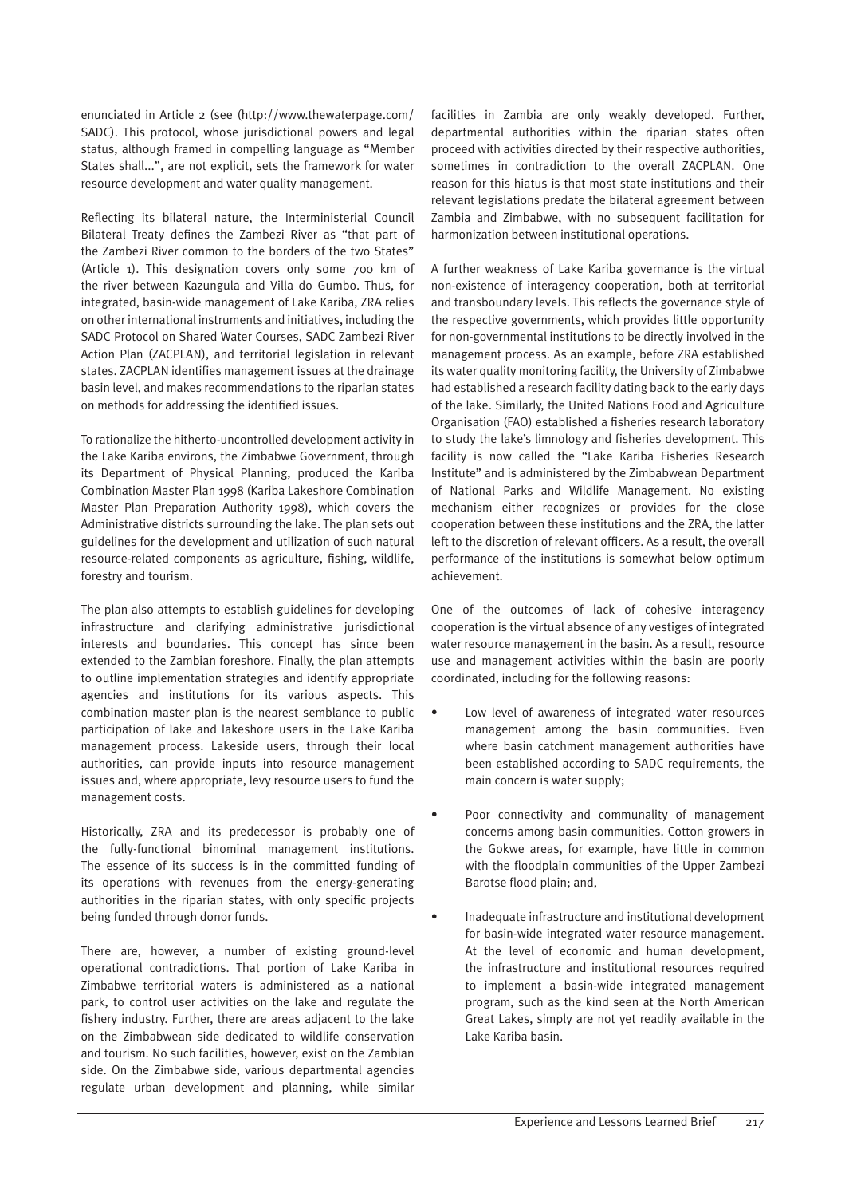enunciated in Article 2 (see (http://www.thewaterpage.com/SADC). This protocol, whose jurisdictional powers and legal status, although framed in compelling language as "Member States shall…", are not explicit, sets the framework for water resource development and water quality management.

Reflecting its bilateral nature, the Interministerial Council Bilateral Treaty defines the Zambezi River as "that part of the Zambezi River common to the borders of the two States" (Article 1). This designation covers only some 700 km of the river between Kazungula and Villa do Gumbo. Thus, for integrated, basin-wide management of Lake Kariba, ZRA relies on other international instruments and initiatives, including the SADC Protocol on Shared Water Courses, SADC Zambezi River Action Plan (ZACPLAN), and territorial legislation in relevant states. ZACPLAN identifies management issues at the drainage basin level, and makes recommendations to the riparian states on methods for addressing the identified issues.

To rationalize the hitherto-uncontrolled development activity in the Lake Kariba environs, the Zimbabwe Government, through its Department of Physical Planning, produced the Kariba Combination Master Plan 1998 (Kariba Lakeshore Combination Master Plan Preparation Authority 1998), which covers the Administrative districts surrounding the lake. The plan sets out guidelines for the development and utilization of such natural resource-related components as agriculture, fishing, wildlife, forestry and tourism.

The plan also attempts to establish guidelines for developing infrastructure and clarifying administrative jurisdictional interests and boundaries. This concept has since been extended to the Zambian foreshore. Finally, the plan attempts to outline implementation strategies and identify appropriate agencies and institutions for its various aspects. This combination master plan is the nearest semblance to public participation of lake and lakeshore users in the Lake Kariba management process. Lakeside users, through their local authorities, can provide inputs into resource management issues and, where appropriate, levy resource users to fund the management costs.

Historically, ZRA and its predecessor is probably one of the fully-functional binominal management institutions. The essence of its success is in the committed funding of its operations with revenues from the energy-generating authorities in the riparian states, with only specific projects being funded through donor funds.

There are, however, a number of existing ground-level operational contradictions. That portion of Lake Kariba in Zimbabwe territorial waters is administered as a national park, to control user activities on the lake and regulate the fishery industry. Further, there are areas adjacent to the lake on the Zimbabwean side dedicated to wildlife conservation and tourism. No such facilities, however, exist on the Zambian side. On the Zimbabwe side, various departmental agencies regulate urban development and planning, while similar facilities in Zambia are only weakly developed. Further, departmental authorities within the riparian states often proceed with activities directed by their respective authorities, sometimes in contradiction to the overall ZACPLAN. One reason for this hiatus is that most state institutions and their relevant legislations predate the bilateral agreement between Zambia and Zimbabwe, with no subsequent facilitation for harmonization between institutional operations.

A further weakness of Lake Kariba governance is the virtual non-existence of interagency cooperation, both at territorial and transboundary levels. This reflects the governance style of the respective governments, which provides little opportunity for non-governmental institutions to be directly involved in the management process. As an example, before ZRA established its water quality monitoring facility, the University of Zimbabwe had established a research facility dating back to the early days of the lake. Similarly, the United Nations Food and Agriculture Organisation (FAO) established a fisheries research laboratory to study the lake's limnology and fisheries development. This facility is now called the "Lake Kariba Fisheries Research Institute" and is administered by the Zimbabwean Department of National Parks and Wildlife Management. No existing mechanism either recognizes or provides for the close cooperation between these institutions and the ZRA, the latter left to the discretion of relevant officers. As a result, the overall performance of the institutions is somewhat below optimum achievement.

One of the outcomes of lack of cohesive interagency cooperation is the virtual absence of any vestiges of integrated water resource management in the basin. As a result, resource use and management activities within the basin are poorly coordinated, including for the following reasons:

- Low level of awareness of integrated water resources management among the basin communities. Even where basin catchment management authorities have been established according to SADC requirements, the main concern is water supply;
- Poor connectivity and communality of management concerns among basin communities. Cotton growers in the Gokwe areas, for example, have little in common with the floodplain communities of the Upper Zambezi Barotse flood plain; and,
- Inadequate infrastructure and institutional development for basin-wide integrated water resource management. At the level of economic and human development, the infrastructure and institutional resources required to implement a basin-wide integrated management program, such as the kind seen at the North American Great Lakes, simply are not yet readily available in the Lake Kariba basin.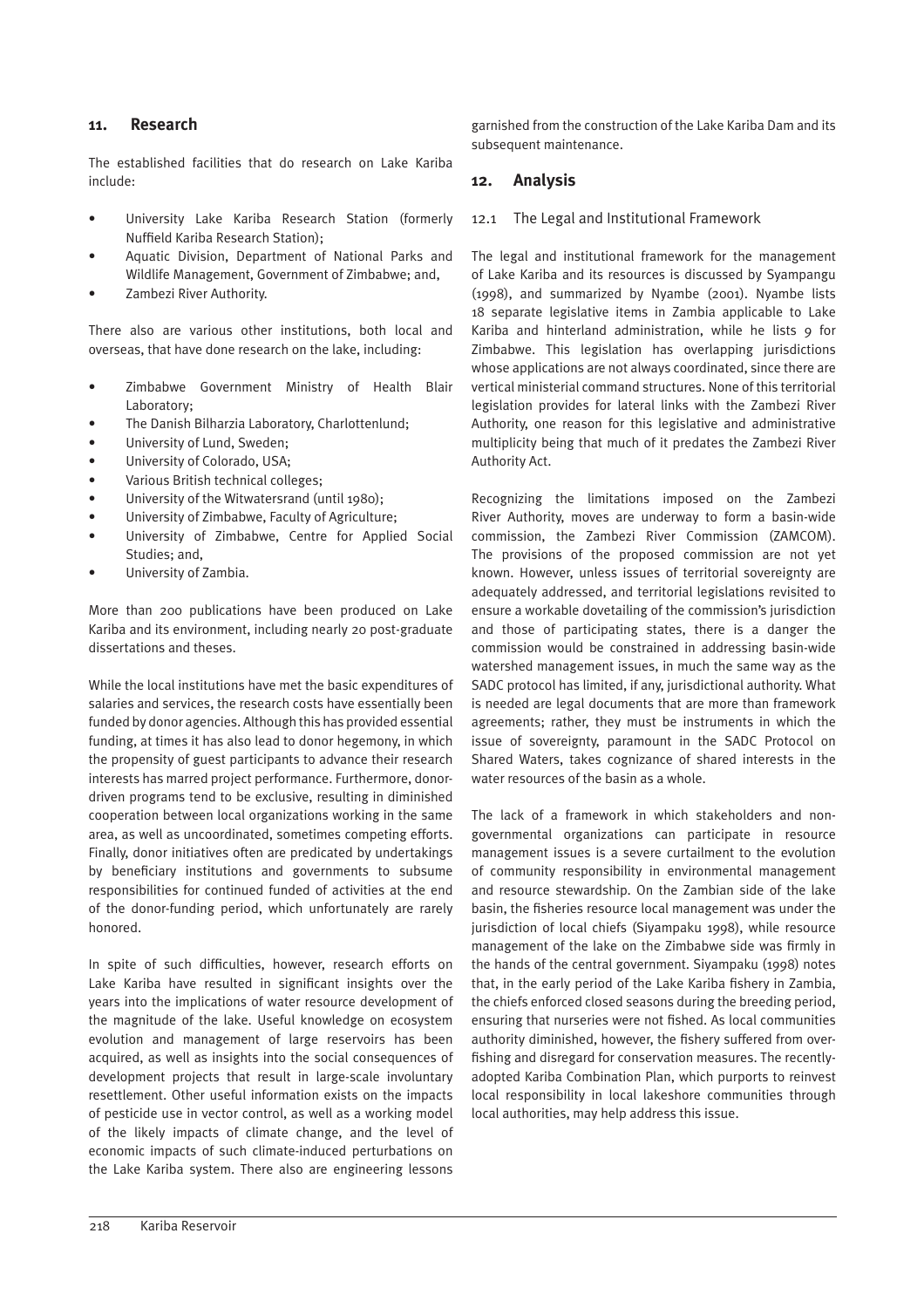## 11. Research

The established facilities that do research on Lake Kariba include:

- University Lake Kariba Research Station (formerly Nuffield Kariba Research Station);
- Aquatic Division, Department of National Parks and Wildlife Management, Government of Zimbabwe; and,
- Zambezi River Authority.

There also are various other institutions, both local and overseas, that have done research on the lake, including:

- Zimbabwe Government Ministry of Health Blair Laboratory;
- The Danish Bilharzia Laboratory, Charlottenlund;
- University of Lund, Sweden;
- University of Colorado, USA;
- Various British technical colleges;
- University of the Witwatersrand (until 1980);
- University of Zimbabwe, Faculty of Agriculture;
- University of Zimbabwe, Centre for Applied Social Studies; and,
- University of Zambia.

More than 200 publications have been produced on Lake Kariba and its environment, including nearly 20 post-graduate dissertations and theses.

While the local institutions have met the basic expenditures of salaries and services, the research costs have essentially been funded by donor agencies. Although this has provided essential funding, at times it has also lead to donor hegemony, in which the propensity of guest participants to advance their research interests has marred project performance. Furthermore, donor-driven programs tend to be exclusive, resulting in diminished cooperation between local organizations working in the same area, as well as uncoordinated, sometimes competing efforts. Finally, donor initiatives often are predicated by undertakings by beneficiary institutions and governments to subsume responsibilities for continued funded of activities at the end of the donor-funding period, which unfortunately are rarely honored.

In spite of such difficulties, however, research efforts on Lake Kariba have resulted in significant insights over the years into the implications of water resource development of the magnitude of the lake. Useful knowledge on ecosystem evolution and management of large reservoirs has been acquired, as well as insights into the social consequences of development projects that result in large-scale involuntary resettlement. Other useful information exists on the impacts of pesticide use in vector control, as well as a working model of the likely impacts of climate change, and the level of economic impacts of such climate-induced perturbations on the Lake Kariba system. There also are engineering lessons garnished from the construction of the Lake Kariba Dam and its subsequent maintenance.

## 12. Analysis

### 12.1 The Legal and Institutional Framework

The legal and institutional framework for the management of Lake Kariba and its resources is discussed by Syampangu (1998), and summarized by Nyambe (2001). Nyambe lists 18 separate legislative items in Zambia applicable to Lake Kariba and hinterland administration, while he lists 9 for Zimbabwe. This legislation has overlapping jurisdictions whose applications are not always coordinated, since there are vertical ministerial command structures. None of this territorial legislation provides for lateral links with the Zambezi River Authority, one reason for this legislative and administrative multiplicity being that much of it predates the Zambezi River Authority Act.

Recognizing the limitations imposed on the Zambezi River Authority, moves are underway to form a basin-wide commission, the Zambezi River Commission (ZAMCOM). The provisions of the proposed commission are not yet known. However, unless issues of territorial sovereignty are adequately addressed, and territorial legislations revisited to ensure a workable dovetailing of the commission's jurisdiction and those of participating states, there is a danger the commission would be constrained in addressing basin-wide watershed management issues, in much the same way as the SADC protocol has limited, if any, jurisdictional authority. What is needed are legal documents that are more than framework agreements; rather, they must be instruments in which the issue of sovereignty, paramount in the SADC Protocol on Shared Waters, takes cognizance of shared interests in the water resources of the basin as a whole.

The lack of a framework in which stakeholders and non-governmental organizations can participate in resource management issues is a severe curtailment to the evolution of community responsibility in environmental management and resource stewardship. On the Zambian side of the lake basin, the fisheries resource local management was under the jurisdiction of local chiefs (Siyampaku 1998), while resource management of the lake on the Zimbabwe side was firmly in the hands of the central government. Siyampaku (1998) notes that, in the early period of the Lake Kariba fishery in Zambia, the chiefs enforced closed seasons during the breeding period, ensuring that nurseries were not fished. As local communities authority diminished, however, the fishery suffered from over-fishing and disregard for conservation measures. The recently-adopted Kariba Combination Plan, which purports to reinvest local responsibility in local lakeshore communities through local authorities, may help address this issue.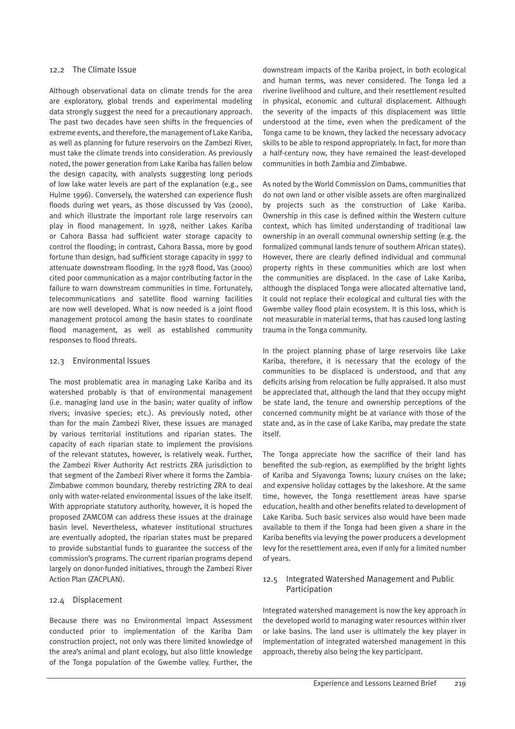## 12.2 The Climate Issue

Although observational data on climate trends for the area are exploratory, global trends and experimental modeling data strongly suggest the need for a precautionary approach. The past two decades have seen shifts in the frequencies of extreme events, and therefore, the management of Lake Kariba, as well as planning for future reservoirs on the Zambezi River, must take the climate trends into consideration. As previously noted, the power generation from Lake Kariba has fallen below the design capacity, with analysts suggesting long periods of low lake water levels are part of the explanation (e.g., see Hulme 1996). Conversely, the watershed can experience flush floods during wet years, as those discussed by Vas (2000), and which illustrate the important role large reservoirs can play in flood management. In 1978, neither Lakes Kariba or Cahora Bassa had sufficient water storage capacity to control the flooding; in contrast, Cahora Bassa, more by good fortune than design, had sufficient storage capacity in 1997 to attenuate downstream flooding. In the 1978 flood, Vas (2000) cited poor communication as a major contributing factor in the failure to warn downstream communities in time. Fortunately, telecommunications and satellite flood warning facilities are now well developed. What is now needed is a joint flood management protocol among the basin states to coordinate flood management, as well as established community responses to flood threats.

## 12.3 Environmental Issues

The most problematic area in managing Lake Kariba and its watershed probably is that of environmental management (i.e. managing land use in the basin; water quality of inflow rivers; invasive species; etc.). As previously noted, other than for the main Zambezi River, these issues are managed by various territorial institutions and riparian states. The capacity of each riparian state to implement the provisions of the relevant statutes, however, is relatively weak. Further, the Zambezi River Authority Act restricts ZRA jurisdiction to that segment of the Zambezi River where it forms the Zambia-Zimbabwe common boundary, thereby restricting ZRA to deal only with water-related environmental issues of the lake itself. With appropriate statutory authority, however, it is hoped the proposed ZAMCOM can address these issues at the drainage basin level. Nevertheless, whatever institutional structures are eventually adopted, the riparian states must be prepared to provide substantial funds to guarantee the success of the commission's programs. The current riparian programs depend largely on donor-funded initiatives, through the Zambezi River Action Plan (ZACPLAN).

## 12.4 Displacement

Because there was no Environmental Impact Assessment conducted prior to implementation of the Kariba Dam construction project, not only was there limited knowledge of the area's animal and plant ecology, but also little knowledge of the Tonga population of the Gwembe valley. Further, the downstream impacts of the Kariba project, in both ecological and human terms, was never considered. The Tonga led a riverine livelihood and culture, and their resettlement resulted in physical, economic and cultural displacement. Although the severity of the impacts of this displacement was little understood at the time, even when the predicament of the Tonga came to be known, they lacked the necessary advocacy skills to be able to respond appropriately. In fact, for more than a half-century now, they have remained the least-developed communities in both Zambia and Zimbabwe.

As noted by the World Commission on Dams, communities that do not own land or other visible assets are often marginalized by projects such as the construction of Lake Kariba. Ownership in this case is defined within the Western culture context, which has limited understanding of traditional law ownership in an overall communal ownership setting (e.g. the formalized communal lands tenure of southern African states). However, there are clearly defined individual and communal property rights in these communities which are lost when the communities are displaced. In the case of Lake Kariba, although the displaced Tonga were allocated alternative land, it could not replace their ecological and cultural ties with the Gwembe valley flood plain ecosystem. It is this loss, which is not measurable in material terms, that has caused long lasting trauma in the Tonga community.

In the project planning phase of large reservoirs like Lake Kariba, therefore, it is necessary that the ecology of the communities to be displaced is understood, and that any deficits arising from relocation be fully appraised. It also must be appreciated that, although the land that they occupy might be state land, the tenure and ownership perceptions of the concerned community might be at variance with those of the state and, as in the case of Lake Kariba, may predate the state itself.

The Tonga appreciate how the sacrifice of their land has benefited the sub-region, as exemplified by the bright lights of Kariba and Siyavonga Towns; luxury cruises on the lake; and expensive holiday cottages by the lakeshore. At the same time, however, the Tonga resettlement areas have sparse education, health and other benefits related to development of Lake Kariba. Such basic services also would have been made available to them if the Tonga had been given a share in the Kariba benefits via levying the power producers a development levy for the resettlement area, even if only for a limited number of years.

## 12.5 Integrated Watershed Management and Public Participation

Integrated watershed management is now the key approach in the developed world to managing water resources within river or lake basins. The land user is ultimately the key player in implementation of integrated watershed management in this approach, thereby also being the key participant.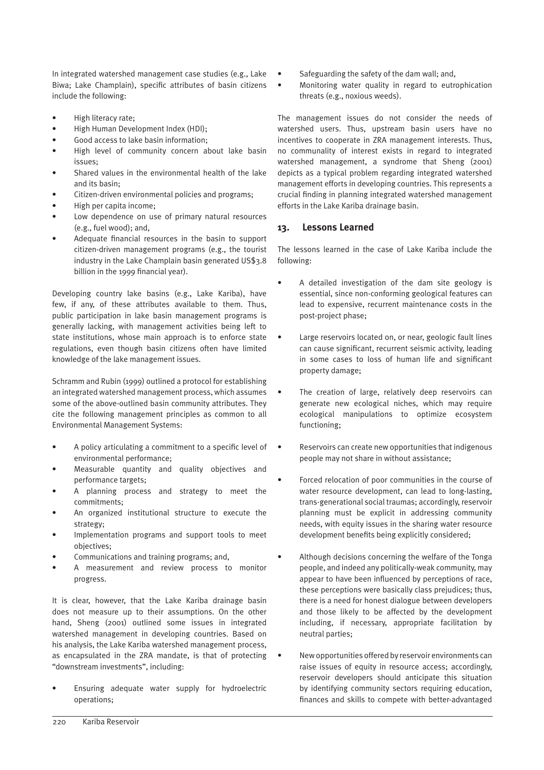In integrated watershed management case studies (e.g., Lake Biwa; Lake Champlain), specific attributes of basin citizens include the following:

- High literacy rate;
- High Human Development Index (HDI);
- Good access to lake basin information;
- High level of community concern about lake basin issues;
- Shared values in the environmental health of the lake and its basin;
- Citizen-driven environmental policies and programs;
- High per capita income;
- Low dependence on use of primary natural resources (e.g., fuel wood); and,
- Adequate financial resources in the basin to support citizen-driven management programs (e.g., the tourist industry in the Lake Champlain basin generated US$3.8 billion in the 1999 financial year).

Developing country lake basins (e.g., Lake Kariba), have few, if any, of these attributes available to them. Thus, public participation in lake basin management programs is generally lacking, with management activities being left to state institutions, whose main approach is to enforce state regulations, even though basin citizens often have limited knowledge of the lake management issues.

Schramm and Rubin (1999) outlined a protocol for establishing an integrated watershed management process, which assumes some of the above-outlined basin community attributes. They cite the following management principles as common to all Environmental Management Systems:

- A policy articulating a commitment to a specific level of environmental performance;
- Measurable quantity and quality objectives and performance targets;
- A planning process and strategy to meet the commitments;
- An organized institutional structure to execute the strategy;
- Implementation programs and support tools to meet objectives;
- Communications and training programs; and,
- A measurement and review process to monitor progress.

It is clear, however, that the Lake Kariba drainage basin does not measure up to their assumptions. On the other hand, Sheng (2001) outlined some issues in integrated watershed management in developing countries. Based on his analysis, the Lake Kariba watershed management process, as encapsulated in the ZRA mandate, is that of protecting "downstream investments", including:

- Ensuring adequate water supply for hydroelectric operations;
- Safeguarding the safety of the dam wall; and,
- Monitoring water quality in regard to eutrophication threats (e.g., noxious weeds).

The management issues do not consider the needs of watershed users. Thus, upstream basin users have no incentives to cooperate in ZRA management interests. Thus, no communality of interest exists in regard to integrated watershed management, a syndrome that Sheng (2001) depicts as a typical problem regarding integrated watershed management efforts in developing countries. This represents a crucial finding in planning integrated watershed management efforts in the Lake Kariba drainage basin.

## 13. Lessons Learned

The lessons learned in the case of Lake Kariba include the following:

- A detailed investigation of the dam site geology is essential, since non-conforming geological features can lead to expensive, recurrent maintenance costs in the post-project phase;
- Large reservoirs located on, or near, geologic fault lines can cause significant, recurrent seismic activity, leading in some cases to loss of human life and significant property damage;
- The creation of large, relatively deep reservoirs can generate new ecological niches, which may require ecological manipulations to optimize ecosystem functioning;
- Reservoirs can create new opportunities that indigenous people may not share in without assistance;
- Forced relocation of poor communities in the course of water resource development, can lead to long-lasting, trans-generational social traumas; accordingly, reservoir planning must be explicit in addressing community needs, with equity issues in the sharing water resource development benefits being explicitly considered;
- Although decisions concerning the welfare of the Tonga people, and indeed any politically-weak community, may appear to have been influenced by perceptions of race, these perceptions were basically class prejudices; thus, there is a need for honest dialogue between developers and those likely to be affected by the development including, if necessary, appropriate facilitation by neutral parties;
- New opportunities offered by reservoir environments can raise issues of equity in resource access; accordingly, reservoir developers should anticipate this situation by identifying community sectors requiring education, finances and skills to compete with better-advantaged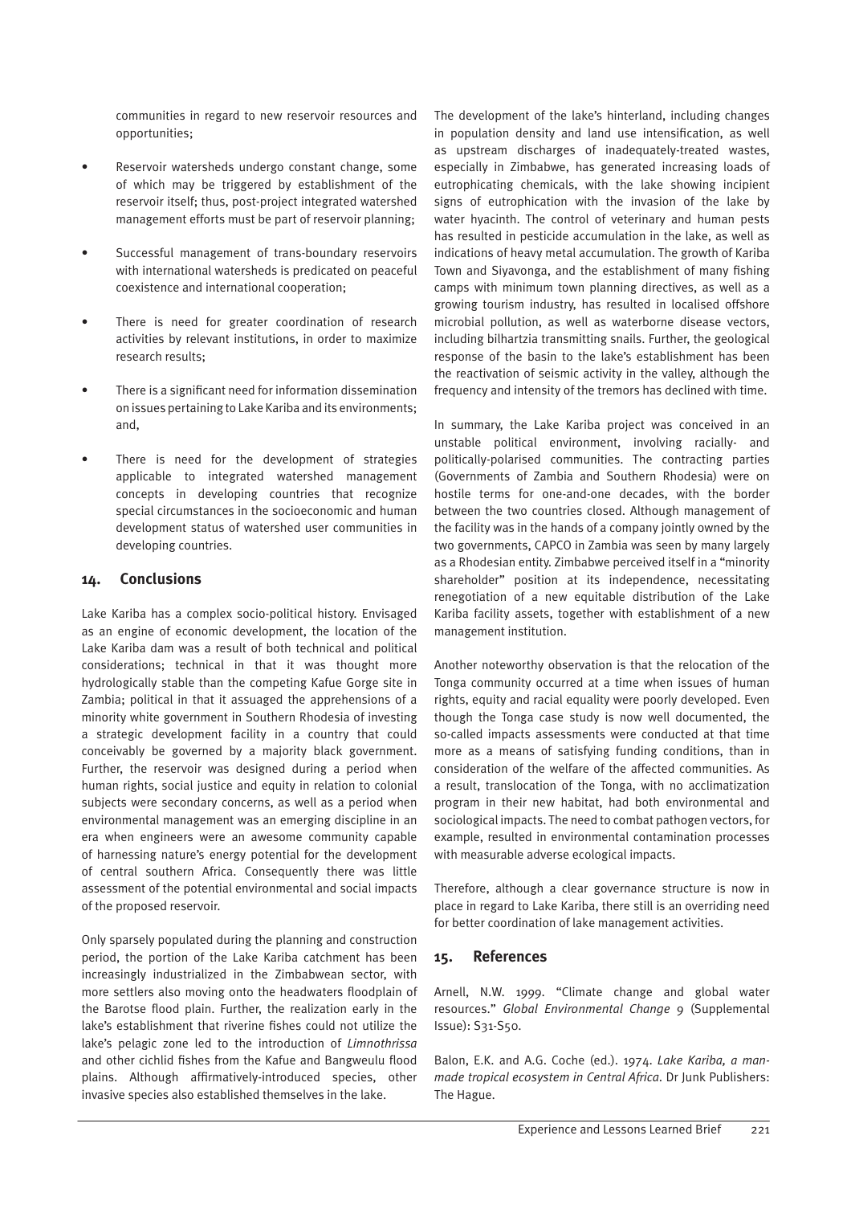communities in regard to new reservoir resources and opportunities;

- Reservoir watersheds undergo constant change, some of which may be triggered by establishment of the reservoir itself; thus, post-project integrated watershed management efforts must be part of reservoir planning;
- Successful management of trans-boundary reservoirs with international watersheds is predicated on peaceful coexistence and international cooperation;
- There is need for greater coordination of research activities by relevant institutions, in order to maximize research results;
- There is a significant need for information dissemination on issues pertaining to Lake Kariba and its environments; and,
- There is need for the development of strategies applicable to integrated watershed management concepts in developing countries that recognize special circumstances in the socioeconomic and human development status of watershed user communities in developing countries.

## 14. Conclusions

Lake Kariba has a complex socio-political history. Envisaged as an engine of economic development, the location of the Lake Kariba dam was a result of both technical and political considerations; technical in that it was thought more hydrologically stable than the competing Kafue Gorge site in Zambia; political in that it assuaged the apprehensions of a minority white government in Southern Rhodesia of investing a strategic development facility in a country that could conceivably be governed by a majority black government. Further, the reservoir was designed during a period when human rights, social justice and equity in relation to colonial subjects were secondary concerns, as well as a period when environmental management was an emerging discipline in an era when engineers were an awesome community capable of harnessing nature's energy potential for the development of central southern Africa. Consequently there was little assessment of the potential environmental and social impacts of the proposed reservoir.

Only sparsely populated during the planning and construction period, the portion of the Lake Kariba catchment has been increasingly industrialized in the Zimbabwean sector, with more settlers also moving onto the headwaters floodplain of the Barotse flood plain. Further, the realization early in the lake's establishment that riverine fishes could not utilize the lake's pelagic zone led to the introduction of *Limnothrissa* and other cichlid fishes from the Kafue and Bangweulu flood plains. Although affirmatively-introduced species, other invasive species also established themselves in the lake.

The development of the lake's hinterland, including changes in population density and land use intensification, as well as upstream discharges of inadequately-treated wastes, especially in Zimbabwe, has generated increasing loads of eutrophicating chemicals, with the lake showing incipient signs of eutrophication with the invasion of the lake by water hyacinth. The control of veterinary and human pests has resulted in pesticide accumulation in the lake, as well as indications of heavy metal accumulation. The growth of Kariba Town and Siyavonga, and the establishment of many fishing camps with minimum town planning directives, as well as a growing tourism industry, has resulted in localised offshore microbial pollution, as well as waterborne disease vectors, including bilhartzia transmitting snails. Further, the geological response of the basin to the lake's establishment has been the reactivation of seismic activity in the valley, although the frequency and intensity of the tremors has declined with time.

In summary, the Lake Kariba project was conceived in an unstable political environment, involving racially- and politically-polarised communities. The contracting parties (Governments of Zambia and Southern Rhodesia) were on hostile terms for one-and-one decades, with the border between the two countries closed. Although management of the facility was in the hands of a company jointly owned by the two governments, CAPCO in Zambia was seen by many largely as a Rhodesian entity. Zimbabwe perceived itself in a "minority shareholder" position at its independence, necessitating renegotiation of a new equitable distribution of the Lake Kariba facility assets, together with establishment of a new management institution.

Another noteworthy observation is that the relocation of the Tonga community occurred at a time when issues of human rights, equity and racial equality were poorly developed. Even though the Tonga case study is now well documented, the so-called impacts assessments were conducted at that time more as a means of satisfying funding conditions, than in consideration of the welfare of the affected communities. As a result, translocation of the Tonga, with no acclimatization program in their new habitat, had both environmental and sociological impacts. The need to combat pathogen vectors, for example, resulted in environmental contamination processes with measurable adverse ecological impacts.

Therefore, although a clear governance structure is now in place in regard to Lake Kariba, there still is an overriding need for better coordination of lake management activities.

## 15. References

Arnell, N.W. 1999. "Climate change and global water resources." *Global Environmental Change 9* (Supplemental Issue): S31-S50.

Balon, E.K. and A.G. Coche (ed.). 1974. *Lake Kariba, a man-made tropical ecosystem in Central Africa*. Dr Junk Publishers: The Hague.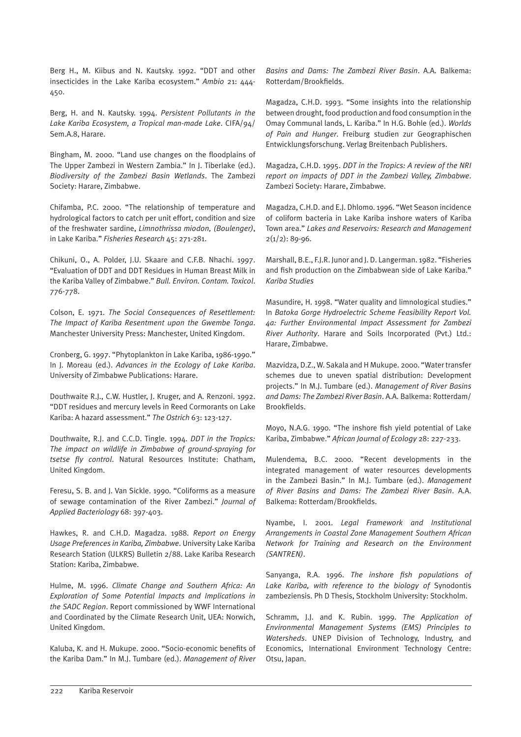Berg H., M. Kiibus and N. Kautsky. 1992. "DDT and other insecticides in the Lake Kariba ecosystem." *Ambio* 21: 444-450.

Berg, H. and N. Kautsky. 1994. *Persistent Pollutants in the Lake Kariba Ecosystem, a Tropical man-made Lake*. CIFA/94/ Sem.A.8, Harare.

Bingham, M. 2000. "Land use changes on the floodplains of The Upper Zambezi in Western Zambia." In J. Tiberlake (ed.). *Biodiversity of the Zambezi Basin Wetlands*. The Zambezi Society: Harare, Zimbabwe.

Chifamba, P.C. 2000. "The relationship of temperature and hydrological factors to catch per unit effort, condition and size of the freshwater sardine, *Limnothrissa miodon, (Boulenger)*, in Lake Kariba." *Fisheries Research* 45: 271-281.

Chikuni, O., A. Polder, J.U. Skaare and C.F.B. Nhachi. 1997. "Evaluation of DDT and DDT Residues in Human Breast Milk in the Kariba Valley of Zimbabwe." *Bull. Environ. Contam. Toxicol*. 776-778.

Colson, E. 1971. *The Social Consequences of Resettlement: The Impact of Kariba Resentment upon the Gwembe Tonga*. Manchester University Press: Manchester, United Kingdom.

Cronberg, G. 1997. "Phytoplankton in Lake Kariba, 1986-1990." In J. Moreau (ed.). *Advances in the Ecology of Lake Kariba*. University of Zimbabwe Publications: Harare.

Douthwaite R.J., C.W. Hustler, J. Kruger, and A. Renzoni. 1992. "DDT residues and mercury levels in Reed Cormorants on Lake Kariba: A hazard assessment." *The Ostrich* 63: 123-127.

Douthwaite, R.J. and C.C.D. Tingle. 1994. *DDT in the Tropics: The impact on wildlife in Zimbabwe of ground-spraying for tsetse fly control*. Natural Resources Institute: Chatham, United Kingdom.

Feresu, S. B. and J. Van Sickle. 1990. "Coliforms as a measure of sewage contamination of the River Zambezi." *Journal of Applied Bacteriology* 68: 397-403.

Hawkes, R. and C.H.D. Magadza. 1988. *Report on Energy Usage Preferences in Kariba, Zimbabwe*. University Lake Kariba Research Station (ULKRS) Bulletin 2/88. Lake Kariba Research Station: Kariba, Zimbabwe.

Hulme, M. 1996. *Climate Change and Southern Africa: An Exploration of Some Potential Impacts and Implications in the SADC Region*. Report commissioned by WWF International and Coordinated by the Climate Research Unit, UEA: Norwich, United Kingdom.

Kaluba, K. and H. Mukupe. 2000. "Socio-economic benefits of the Kariba Dam." In M.J. Tumbare (ed.). *Management of River Basins and Dams: The Zambezi River Basin*. A.A. Balkema: Rotterdam/Brookfields.

Magadza, C.H.D. 1993. "Some insights into the relationship between drought, food production and food consumption in the Omay Communal lands, L. Kariba." In H.G. Bohle (ed.). *Worlds of Pain and Hunger*. Freiburg studien zur Geographischen Entwicklungsforschung. Verlag Breitenbach Publishers.

Magadza, C.H.D. 1995. *DDT in the Tropics: A review of the NRI report on impacts of DDT in the Zambezi Valley, Zimbabwe*. Zambezi Society: Harare, Zimbabwe.

Magadza, C.H.D. and E.J. Dhlomo. 1996. "Wet Season incidence of coliform bacteria in Lake Kariba inshore waters of Kariba Town area." *Lakes and Reservoirs: Research and Management* 2(1/2): 89-96.

Marshall, B.E., F.J.R. Junor and J. D. Langerman. 1982. "Fisheries and fish production on the Zimbabwean side of Lake Kariba." *Kariba Studies*

Masundire, H. 1998. "Water quality and limnological studies." In *Batoka Gorge Hydroelectric Scheme Feasibility Report Vol. 4a: Further Environmental Impact Assessment for Zambezi River Authority*. Harare and Soils Incorporated (Pvt.) Ltd.: Harare, Zimbabwe.

Mazvidza, D.Z., W. Sakala and H Mukupe. 2000. "Water transfer schemes due to uneven spatial distribution: Development projects." In M.J. Tumbare (ed.). *Management of River Basins and Dams: The Zambezi River Basin*. A.A. Balkema: Rotterdam/ Brookfields.

Moyo, N.A.G. 1990. "The inshore fish yield potential of Lake Kariba, Zimbabwe." *African Journal of Ecology* 28: 227-233.

Mulendema, B.C. 2000. "Recent developments in the integrated management of water resources developments in the Zambezi Basin." In M.J. Tumbare (ed.). *Management of River Basins and Dams: The Zambezi River Basin*. A.A. Balkema: Rotterdam/Brookfields.

Nyambe, I. 2001. *Legal Framework and Institutional Arrangements in Coastal Zone Management Southern African Network for Training and Research on the Environment (SANTREN)*.

Sanyanga, R.A. 1996. *The inshore fish populations of Lake Kariba, with reference to the biology of* Synodontis zambeziensis. Ph D Thesis, Stockholm University: Stockholm.

Schramm, J.J. and K. Rubin. 1999. *The Application of Environmental Management Systems (EMS) Principles to Watersheds*. UNEP Division of Technology, Industry, and Economics, International Environment Technology Centre: Otsu, Japan.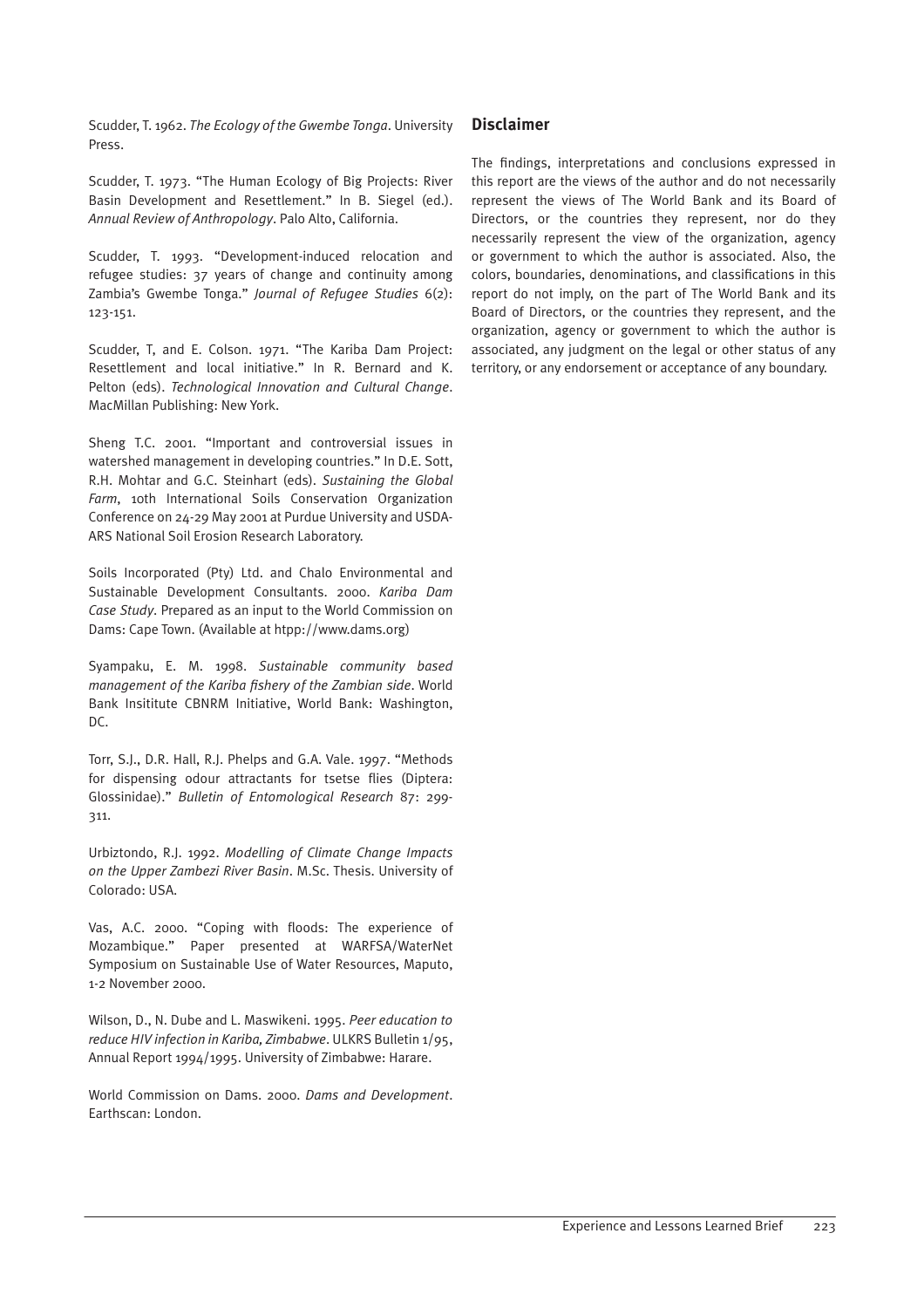Scudder, T. 1962. *The Ecology of the Gwembe Tonga*. University Press.

Scudder, T. 1973. "The Human Ecology of Big Projects: River Basin Development and Resettlement." In B. Siegel (ed.). *Annual Review of Anthropology*. Palo Alto, California.

Scudder, T. 1993. "Development-induced relocation and refugee studies: 37 years of change and continuity among Zambia's Gwembe Tonga." *Journal of Refugee Studies* 6(2): 123-151.

Scudder, T, and E. Colson. 1971. "The Kariba Dam Project: Resettlement and local initiative." In R. Bernard and K. Pelton (eds). *Technological Innovation and Cultural Change*. MacMillan Publishing: New York.

Sheng T.C. 2001. "Important and controversial issues in watershed management in developing countries." In D.E. Sott, R.H. Mohtar and G.C. Steinhart (eds). *Sustaining the Global Farm*, 10th International Soils Conservation Organization Conference on 24-29 May 2001 at Purdue University and USDA-ARS National Soil Erosion Research Laboratory.

Soils Incorporated (Pty) Ltd. and Chalo Environmental and Sustainable Development Consultants. 2000. *Kariba Dam Case Study*. Prepared as an input to the World Commission on Dams: Cape Town. (Available at htpp://www.dams.org)

Syampaku, E. M. 1998. *Sustainable community based management of the Kariba fishery of the Zambian side*. World Bank Insititute CBNRM Initiative, World Bank: Washington, DC.

Torr, S.J., D.R. Hall, R.J. Phelps and G.A. Vale. 1997. "Methods for dispensing odour attractants for tsetse flies (Diptera: Glossinidae)." *Bulletin of Entomological Research* 87: 299-311.

Urbiztondo, R.J. 1992. *Modelling of Climate Change Impacts on the Upper Zambezi River Basin*. M.Sc. Thesis. University of Colorado: USA.

Vas, A.C. 2000. "Coping with floods: The experience of Mozambique." Paper presented at WARFSA/WaterNet Symposium on Sustainable Use of Water Resources, Maputo, 1-2 November 2000.

Wilson, D., N. Dube and L. Maswikeni. 1995. *Peer education to reduce HIV infection in Kariba, Zimbabwe*. ULKRS Bulletin 1/95, Annual Report 1994/1995. University of Zimbabwe: Harare.

World Commission on Dams. 2000. *Dams and Development*. Earthscan: London.

## Disclaimer

The findings, interpretations and conclusions expressed in this report are the views of the author and do not necessarily represent the views of The World Bank and its Board of Directors, or the countries they represent, nor do they necessarily represent the view of the organization, agency or government to which the author is associated. Also, the colors, boundaries, denominations, and classifications in this report do not imply, on the part of The World Bank and its Board of Directors, or the countries they represent, and the organization, agency or government to which the author is associated, any judgment on the legal or other status of any territory, or any endorsement or acceptance of any boundary.